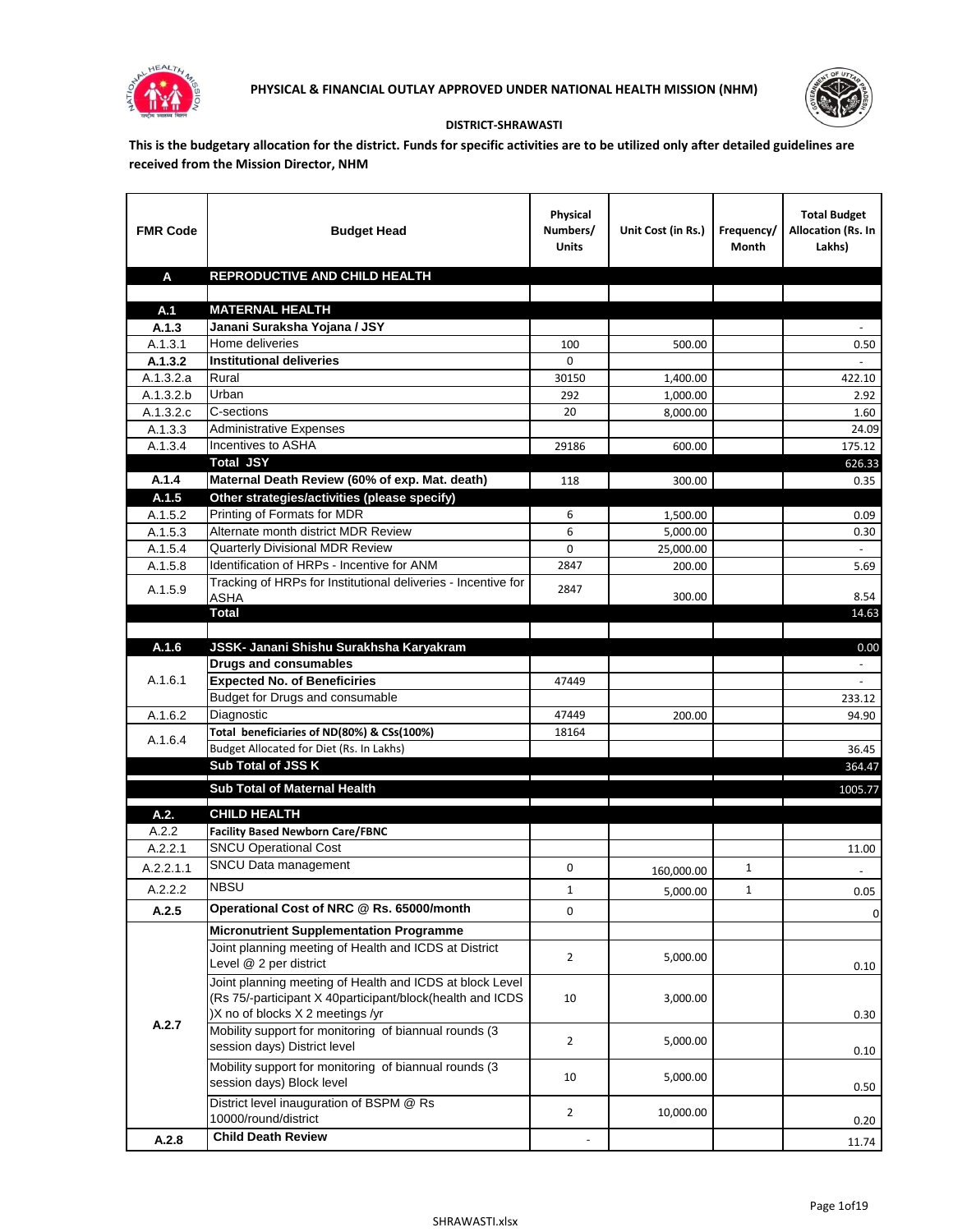# PHYSICAL & FINANCIAL OUTLAY APPROVED UNDER NATIONAL HEALTH MISSION (NHM)

## DISTRICT-SHRAWASTI

**This is the budgetary allocation for the district. Funds for specific activities are to be utilized only after detailed guidelines are received from the Mission Director, NHM**

| FMR Code | Budget Head | Physical Numbers/ Units | Unit Cost (in Rs.) | Frequency/ Month | Total Budget Allocation (Rs. In Lakhs) |
|---|---|---|---|---|---|
| **A** | **REPRODUCTIVE AND CHILD HEALTH** | | | | |
| | | | | | |
| **A.1** | **MATERNAL HEALTH** | | | | |
| **A.1.3** | **Janani Suraksha Yojana / JSY** | | | | - |
| A.1.3.1 | Home deliveries | 100 | 500.00 | | 0.50 |
| **A.1.3.2** | **Institutional deliveries** | 0 | | | - |
| A.1.3.2.a | Rural | 30150 | 1,400.00 | | 422.10 |
| A.1.3.2.b | Urban | 292 | 1,000.00 | | 2.92 |
| A.1.3.2.c | C-sections | 20 | 8,000.00 | | 1.60 |
| A.1.3.3 | Administrative Expenses | | | | 24.09 |
| A.1.3.4 | Incentives to ASHA | 29186 | 600.00 | | 175.12 |
| | **Total JSY** | | | | 626.33 |
| **A.1.4** | **Maternal Death Review (60% of exp. Mat. death)** | 118 | 300.00 | | 0.35 |
| **A.1.5** | **Other strategies/activities (please specify)** | | | | |
| A.1.5.2 | Printing of Formats for MDR | 6 | 1,500.00 | | 0.09 |
| A.1.5.3 | Alternate month district MDR Review | 6 | 5,000.00 | | 0.30 |
| A.1.5.4 | Quarterly Divisional MDR Review | 0 | 25,000.00 | | - |
| A.1.5.8 | Identification of HRPs - Incentive for ANM | 2847 | 200.00 | | 5.69 |
| A.1.5.9 | Tracking of HRPs for Institutional deliveries - Incentive for ASHA | 2847 | 300.00 | | 8.54 |
| | **Total** | | | | 14.63 |
| | | | | | |
| **A.1.6** | **JSSK- Janani Shishu Surakhsha Karyakram** | | | | 0.00 |
| A.1.6.1 | **Drugs and consumables** | | | | - |
| | **Expected No. of Beneficiries** | 47449 | | | - |
| | Budget for Drugs and consumable | | | | 233.12 |
| A.1.6.2 | Diagnostic | 47449 | 200.00 | | 94.90 |
| A.1.6.4 | **Total beneficiaries of ND(80%) & CSs(100%)** | 18164 | | | |
| | Budget Allocated for Diet (Rs. In Lakhs) | | | | 36.45 |
| | **Sub Total of JSS K** | | | | 364.47 |
| | **Sub Total of Maternal Health** | | | | 1005.77 |
| **A.2.** | **CHILD HEALTH** | | | | |
| A.2.2 | **Facility Based Newborn Care/FBNC** | | | | |
| A.2.2.1 | SNCU Operational Cost | | | | 11.00 |
| A.2.2.1.1 | SNCU Data management | 0 | 160,000.00 | 1 | - |
| A.2.2.2 | NBSU | 1 | 5,000.00 | 1 | 0.05 |
| **A.2.5** | **Operational Cost of NRC @ Rs. 65000/month** | 0 | | | 0 |
| A.2.7 | **Micronutrient Supplementation Programme** | | | | |
| | Joint planning meeting of Health and ICDS at District Level @ 2 per district | 2 | 5,000.00 | | 0.10 |
| | Joint planning meeting of Health and ICDS at block Level (Rs 75/-participant X 40participant/block(health and ICDS )X no of blocks X 2 meetings /yr | 10 | 3,000.00 | | 0.30 |
| | Mobility support for monitoring of biannual rounds (3 session days) District level | 2 | 5,000.00 | | 0.10 |
| | Mobility support for monitoring of biannual rounds (3 session days) Block level | 10 | 5,000.00 | | 0.50 |
| | District level inauguration of BSPM @ Rs 10000/round/district | 2 | 10,000.00 | | 0.20 |
| **A.2.8** | **Child Death Review** | - | | | 11.74 |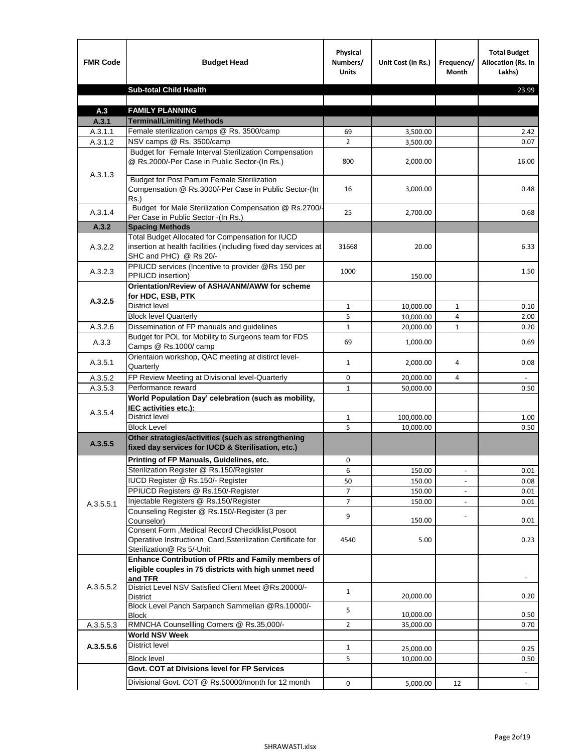| FMR Code | Budget Head | Physical Numbers/ Units | Unit Cost (in Rs.) | Frequency/ Month | Total Budget Allocation (Rs. In Lakhs) |
|---|---|---|---|---|---|
| | **Sub-total Child Health** | | | | 23.99 |
| | | | | | |
| **A.3** | **FAMILY PLANNING** | | | | |
| **A.3.1** | **Terminal/Limiting Methods** | | | | |
| A.3.1.1 | Female sterilization camps @ Rs. 3500/camp | 69 | 3,500.00 | | 2.42 |
| A.3.1.2 | NSV camps @ Rs. 3500/camp | 2 | 3,500.00 | | 0.07 |
| A.3.1.3 | Budget for Female Interval Sterilization Compensation @ Rs.2000/-Per Case in Public Sector-(In Rs.) | 800 | 2,000.00 | | 16.00 |
| | Budget for Post Partum Female Sterilization Compensation @ Rs.3000/-Per Case in Public Sector-(In Rs.) | 16 | 3,000.00 | | 0.48 |
| A.3.1.4 | Budget for Male Sterilization Compensation @ Rs.2700/-Per Case in Public Sector -(In Rs.) | 25 | 2,700.00 | | 0.68 |
| **A.3.2** | **Spacing Methods** | | | | |
| A.3.2.2 | Total Budget Allocated for Compensation for IUCD insertion at health facilities (including fixed day services at SHC and PHC) @ Rs 20/- | 31668 | 20.00 | | 6.33 |
| A.3.2.3 | PPIUCD services (Incentive to provider @Rs 150 per PPIUCD insertion) | 1000 | 150.00 | | 1.50 |
| **A.3.2.5** | **Orientation/Review of ASHA/ANM/AWW for scheme for HDC, ESB, PTK** | | | | |
| | District level | 1 | 10,000.00 | 1 | 0.10 |
| | Block level Quarterly | 5 | 10,000.00 | 4 | 2.00 |
| A.3.2.6 | Dissemination of FP manuals and guidelines | 1 | 20,000.00 | 1 | 0.20 |
| A.3.3 | Budget for POL for Mobility to Surgeons team for FDS Camps @ Rs.1000/ camp | 69 | 1,000.00 | | 0.69 |
| A.3.5.1 | Orientaion workshop, QAC meeting at distirct level-Quarterly | 1 | 2,000.00 | 4 | 0.08 |
| A.3.5.2 | FP Review Meeting at Divisional level-Quarterly | 0 | 20,000.00 | 4 | - |
| A.3.5.3 | Performance reward | 1 | 50,000.00 | | 0.50 |
| A.3.5.4 | **World Population Day' celebration (such as mobility, IEC activities etc.):** | | | | |
| | District level | 1 | 100,000.00 | | 1.00 |
| | Block Level | 5 | 10,000.00 | | 0.50 |
| **A.3.5.5** | **Other strategies/activities (such as strengthening fixed day services for IUCD & Sterilisation, etc.)** | | | | |
| A.3.5.5.1 | **Printing of FP Manuals, Guidelines, etc.** | 0 | | | |
| | Sterilization Register @ Rs.150/Register | 6 | 150.00 | - | 0.01 |
| | IUCD Register @ Rs.150/- Register | 50 | 150.00 | - | 0.08 |
| | PPIUCD Registers @ Rs.150/-Register | 7 | 150.00 | - | 0.01 |
| | Injectable Registers @ Rs.150/Register | 7 | 150.00 | - | 0.01 |
| | Counseling Register @ Rs.150/-Register (3 per Counselor) | 9 | 150.00 | - | 0.01 |
| | Consent Form ,Medical Record Checklklist,Posoot Operatiive Instructionn Card,Ssterilization Certificate for Sterilization@ Rs 5/-Unit | 4540 | 5.00 | | 0.23 |
| A.3.5.5.2 | **Enhance Contribution of PRIs and Family members of eligible couples in 75 districts with high unmet need and TFR** | | | | - |
| | District Level NSV Satisfied Client Meet @Rs.20000/-District | 1 | 20,000.00 | | 0.20 |
| | Block Level Panch Sarpanch Sammellan @Rs.10000/-Block | 5 | 10,000.00 | | 0.50 |
| A.3.5.5.3 | RMNCHA Counsellling Corners @ Rs.35,000/- | 2 | 35,000.00 | | 0.70 |
| **A.3.5.5.6** | **World NSV Week** | | | | |
| | District level | 1 | 25,000.00 | | 0.25 |
| | Block level | 5 | 10,000.00 | | 0.50 |
| | **Govt. COT at Divisions level for FP Services** | | | | - |
| | Divisional Govt. COT @ Rs.50000/month for 12 month | 0 | 5,000.00 | 12 | - |

SHRAWASTI.xlsx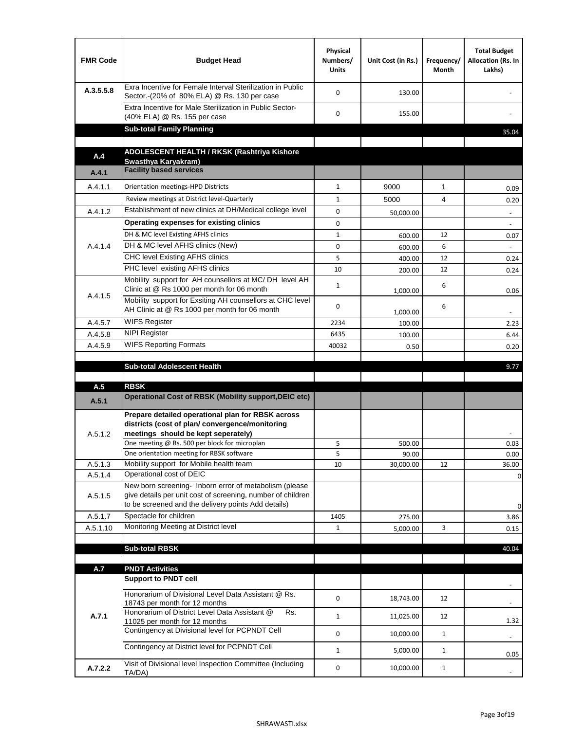| FMR Code | Budget Head | Physical Numbers/ Units | Unit Cost (in Rs.) | Frequency/ Month | Total Budget Allocation (Rs. In Lakhs) |
|---|---|---|---|---|---|
| A.3.5.5.8 | Exra Incentive for Female Interval Sterilization in Public Sector.-(20% of 80% ELA) @ Rs. 130 per case | 0 | 130.00 | | - |
| | Extra Incentive for Male Sterilization in Public Sector-(40% ELA) @ Rs. 155 per case | 0 | 155.00 | | - |
| | **Sub-total Family Planning** | | | | 35.04 |
| | | | | | |
| **A.4** | **ADOLESCENT HEALTH / RKSK (Rashtriya Kishore Swasthya Karyakram)** | | | | |
| **A.4.1** | **Facility based services** | | | | |
| A.4.1.1 | Orientation meetings-HPD Districts | 1 | 9000 | 1 | 0.09 |
| | Review meetings at District level-Quarterly | 1 | 5000 | 4 | 0.20 |
| A.4.1.2 | Establishment of new clinics at DH/Medical college level | 0 | 50,000.00 | | - |
| A.4.1.4 | **Operating expenses for existing clinics** | 0 | | | - |
| | DH & MC level Existing AFHS clinics | 1 | 600.00 | 12 | 0.07 |
| | DH & MC level AFHS clinics (New) | 0 | 600.00 | 6 | - |
| | CHC level Existing AFHS clinics | 5 | 400.00 | 12 | 0.24 |
| | PHC level existing AFHS clinics | 10 | 200.00 | 12 | 0.24 |
| A.4.1.5 | Mobility support for AH counsellors at MC/ DH level AH Clinic at @ Rs 1000 per month for 06 month | 1 | 1,000.00 | 6 | 0.06 |
| | Mobility support for Exsiting AH counsellors at CHC level AH Clinic at @ Rs 1000 per month for 06 month | 0 | 1,000.00 | 6 | - |
| A.4.5.7 | WIFS Register | 2234 | 100.00 | | 2.23 |
| A.4.5.8 | NIPI Register | 6435 | 100.00 | | 6.44 |
| A.4.5.9 | WIFS Reporting Formats | 40032 | 0.50 | | 0.20 |
| | | | | | |
| | **Sub-total Adolescent Health** | | | | 9.77 |
| | | | | | |
| **A.5** | **RBSK** | | | | |
| **A.5.1** | **Operational Cost of RBSK (Mobility support,DEIC etc)** | | | | |
| A.5.1.2 | **Prepare detailed operational plan for RBSK across districts (cost of plan/ convergence/monitoring meetings should be kept seperately)** | | | | - |
| | One meeting @ Rs. 500 per block for microplan | 5 | 500.00 | | 0.03 |
| | One orientation meeting for RBSK software | 5 | 90.00 | | 0.00 |
| A.5.1.3 | Mobility support for Mobile health team | 10 | 30,000.00 | 12 | 36.00 |
| A.5.1.4 | Operational cost of DEIC | | | | 0 |
| A.5.1.5 | New born screening- Inborn error of metabolism (please give details per unit cost of screening, number of children to be screened and the delivery points Add details) | | | | 0 |
| A.5.1.7 | Spectacle for children | 1405 | 275.00 | | 3.86 |
| A.5.1.10 | Monitoring Meeting at District level | 1 | 5,000.00 | 3 | 0.15 |
| | | | | | |
| | **Sub-total RBSK** | | | | 40.04 |
| | | | | | |
| **A.7** | **PNDT Activities** | | | | |
| **A.7.1** | **Support to PNDT cell** | | | | - |
| | Honorarium of Divisional Level Data Assistant @ Rs. 18743 per month for 12 months | 0 | 18,743.00 | 12 | - |
| | Honorarium of District Level Data Assistant @ Rs. 11025 per month for 12 months | 1 | 11,025.00 | 12 | 1.32 |
| | Contingency at Divisional level for PCPNDT Cell | 0 | 10,000.00 | 1 | - |
| | Contingency at District level for PCPNDT Cell | 1 | 5,000.00 | 1 | 0.05 |
| **A.7.2.2** | Visit of Divisional level Inspection Committee (Including TA/DA) | 0 | 10,000.00 | 1 | - |

SHRAWASTI.xlsx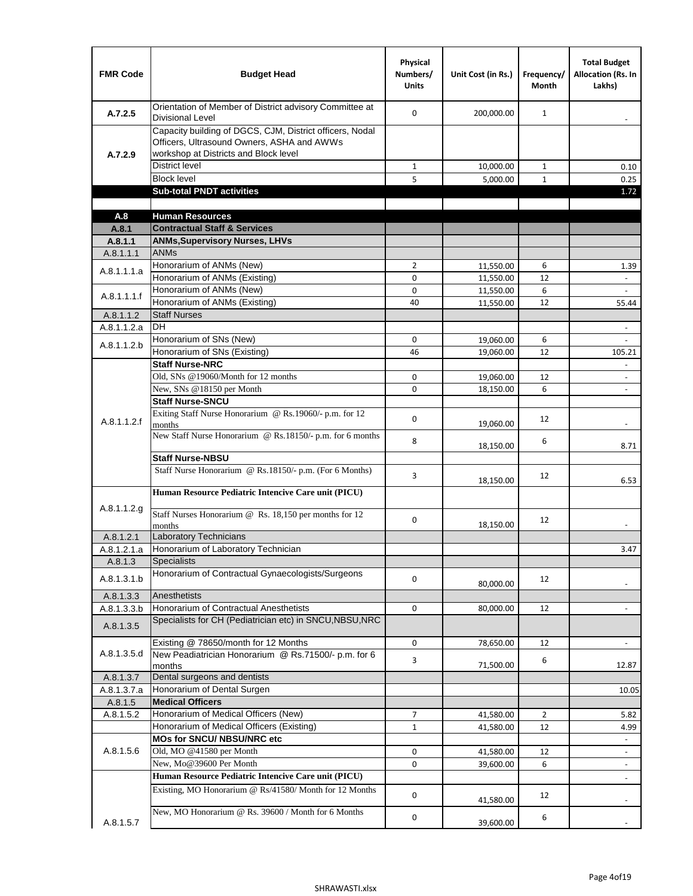| FMR Code | Budget Head | Physical Numbers/ Units | Unit Cost (in Rs.) | Frequency/ Month | Total Budget Allocation (Rs. In Lakhs) |
|---|---|---|---|---|---|
| A.7.2.5 | Orientation of Member of District advisory Committee at Divisional Level | 0 | 200,000.00 | 1 | - |
| A.7.2.9 | Capacity building of DGCS, CJM, District officers, Nodal Officers, Ultrasound Owners, ASHA and AWWs workshop at Districts and Block level | | | | |
| | District level | 1 | 10,000.00 | 1 | 0.10 |
| | Block level | 5 | 5,000.00 | 1 | 0.25 |
| | **Sub-total PNDT activities** | | | | 1.72 |
| | | | | | |
| **A.8** | **Human Resources** | | | | |
| **A.8.1** | **Contractual Staff & Services** | | | | |
| **A.8.1.1** | **ANMs,Supervisory Nurses, LHVs** | | | | |
| A.8.1.1.1 | ANMs | | | | |
| A.8.1.1.1.a | Honorarium of ANMs (New) | 2 | 11,550.00 | 6 | 1.39 |
| | Honorarium of ANMs (Existing) | 0 | 11,550.00 | 12 | - |
| A.8.1.1.1.f | Honorarium of ANMs (New) | 0 | 11,550.00 | 6 | - |
| | Honorarium of ANMs (Existing) | 40 | 11,550.00 | 12 | 55.44 |
| A.8.1.1.2 | Staff Nurses | | | | |
| A.8.1.1.2.a | DH | | | | - |
| A.8.1.1.2.b | Honorarium of SNs (New) | 0 | 19,060.00 | 6 | - |
| | Honorarium of SNs (Existing) | 46 | 19,060.00 | 12 | 105.21 |
| A.8.1.1.2.f | **Staff Nurse-NRC** | | | | - |
| | Old, SNs @19060/Month for 12 months | 0 | 19,060.00 | 12 | - |
| | New, SNs @18150 per Month | 0 | 18,150.00 | 6 | - |
| | **Staff Nurse-SNCU** | | | | |
| | Exiting Staff Nurse Honorarium @ Rs.19060/- p.m. for 12 months | 0 | 19,060.00 | 12 | - |
| | New Staff Nurse Honorarium @ Rs.18150/- p.m. for 6 months | 8 | 18,150.00 | 6 | 8.71 |
| | **Staff Nurse-NBSU** | | | | |
| | Staff Nurse Honorarium @ Rs.18150/- p.m. (For 6 Months) | 3 | 18,150.00 | 12 | 6.53 |
| A.8.1.1.2.g | **Human Resource Pediatric Intencive Care unit (PICU)** | | | | |
| | Staff Nurses Honorarium @ Rs. 18,150 per months for 12 months | 0 | 18,150.00 | 12 | - |
| A.8.1.2.1 | Laboratory Technicians | | | | |
| A.8.1.2.1.a | Honorarium of Laboratory Technician | | | | 3.47 |
| A.8.1.3 | Specialists | | | | |
| A.8.1.3.1.b | Honorarium of Contractual Gynaecologists/Surgeons | 0 | 80,000.00 | 12 | - |
| A.8.1.3.3 | Anesthetists | | | | |
| A.8.1.3.3.b | Honorarium of Contractual Anesthetists | 0 | 80,000.00 | 12 | - |
| A.8.1.3.5 | Specialists for CH (Pediatrician etc) in SNCU,NBSU,NRC | | | | |
| A.8.1.3.5.d | Existing @ 78650/month for 12 Months | 0 | 78,650.00 | 12 | - |
| | New Peadiatrician Honorarium @ Rs.71500/- p.m. for 6 months | 3 | 71,500.00 | 6 | 12.87 |
| A.8.1.3.7 | Dental surgeons and dentists | | | | |
| A.8.1.3.7.a | Honorarium of Dental Surgen | | | | 10.05 |
| A.8.1.5 | **Medical Officers** | | | | |
| A.8.1.5.2 | Honorarium of Medical Officers (New) | 7 | 41,580.00 | 2 | 5.82 |
| | Honorarium of Medical Officers (Existing) | 1 | 41,580.00 | 12 | 4.99 |
| A.8.1.5.6 | **MOs for SNCU/ NBSU/NRC etc** | | | | - |
| | Old, MO @41580 per Month | 0 | 41,580.00 | 12 | - |
| | New, Mo@39600 Per Month | 0 | 39,600.00 | 6 | - |
| A.8.1.5.7 | **Human Resource Pediatric Intencive Care unit (PICU)** | | | | - |
| | Existing, MO Honorarium @ Rs/41580/ Month for 12 Months | 0 | 41,580.00 | 12 | - |
| | New, MO Honorarium @ Rs. 39600 / Month for 6 Months | 0 | 39,600.00 | 6 | - |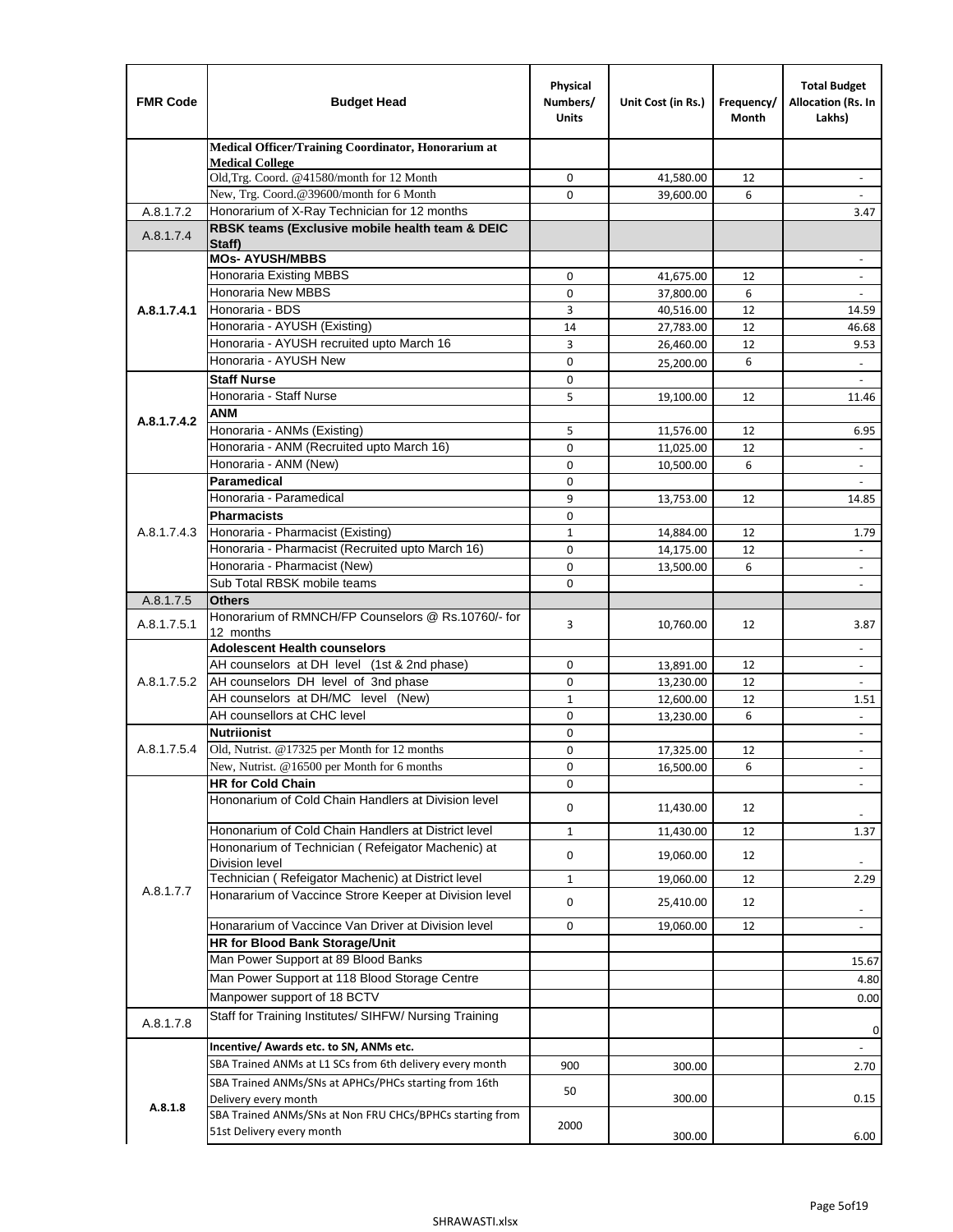| FMR Code | Budget Head | Physical Numbers/ Units | Unit Cost (in Rs.) | Frequency/ Month | Total Budget Allocation (Rs. In Lakhs) |
|---|---|---|---|---|---|
| | **Medical Officer/Training Coordinator, Honorarium at Medical College** | | | | |
| | Old,Trg. Coord. @41580/month for 12 Month | 0 | 41,580.00 | 12 | - |
| | New, Trg. Coord.@39600/month for 6 Month | 0 | 39,600.00 | 6 | - |
| A.8.1.7.2 | Honorarium of X-Ray Technician for 12 months | | | | 3.47 |
| A.8.1.7.4 | **RBSK teams (Exclusive mobile health team & DEIC Staff)** | | | | |
| A.8.1.7.4.1 | **MOs- AYUSH/MBBS** | | | | - |
| | Honoraria Existing MBBS | 0 | 41,675.00 | 12 | - |
| | Honoraria New MBBS | 0 | 37,800.00 | 6 | - |
| | Honoraria - BDS | 3 | 40,516.00 | 12 | 14.59 |
| | Honoraria - AYUSH (Existing) | 14 | 27,783.00 | 12 | 46.68 |
| | Honoraria - AYUSH recruited upto March 16 | 3 | 26,460.00 | 12 | 9.53 |
| | Honoraria - AYUSH New | 0 | 25,200.00 | 6 | - |
| A.8.1.7.4.2 | **Staff Nurse** | 0 | | | - |
| | Honoraria - Staff Nurse | 5 | 19,100.00 | 12 | 11.46 |
| | **ANM** | | | | |
| | Honoraria - ANMs (Existing) | 5 | 11,576.00 | 12 | 6.95 |
| | Honoraria - ANM (Recruited upto March 16) | 0 | 11,025.00 | 12 | - |
| | Honoraria - ANM (New) | 0 | 10,500.00 | 6 | - |
| A.8.1.7.4.3 | **Paramedical** | 0 | | | - |
| | Honoraria - Paramedical | 9 | 13,753.00 | 12 | 14.85 |
| | **Pharmacists** | 0 | | | |
| | Honoraria - Pharmacist (Existing) | 1 | 14,884.00 | 12 | 1.79 |
| | Honoraria - Pharmacist (Recruited upto March 16) | 0 | 14,175.00 | 12 | - |
| | Honoraria - Pharmacist (New) | 0 | 13,500.00 | 6 | - |
| | Sub Total RBSK mobile teams | 0 | | | - |
| A.8.1.7.5 | **Others** | | | | |
| A.8.1.7.5.1 | Honorarium of RMNCH/FP Counselors @ Rs.10760/- for 12 months | 3 | 10,760.00 | 12 | 3.87 |
| A.8.1.7.5.2 | **Adolescent Health counselors** | | | | - |
| | AH counselors at DH level (1st & 2nd phase) | 0 | 13,891.00 | 12 | - |
| | AH counselors DH level of 3nd phase | 0 | 13,230.00 | 12 | - |
| | AH counselors at DH/MC level (New) | 1 | 12,600.00 | 12 | 1.51 |
| | AH counsellors at CHC level | 0 | 13,230.00 | 6 | - |
| A.8.1.7.5.4 | **Nutriionist** | 0 | | | - |
| | Old, Nutrist. @17325 per Month for 12 months | 0 | 17,325.00 | 12 | - |
| | New, Nutrist. @16500 per Month for 6 months | 0 | 16,500.00 | 6 | - |
| A.8.1.7.7 | **HR for Cold Chain** | 0 | | | - |
| | Hononarium of Cold Chain Handlers at Division level | 0 | 11,430.00 | 12 | - |
| | Hononarium of Cold Chain Handlers at District level | 1 | 11,430.00 | 12 | 1.37 |
| | Hononarium of Technician ( Refeigator Machenic) at Division level | 0 | 19,060.00 | 12 | - |
| | Technician ( Refeigator Machenic) at District level | 1 | 19,060.00 | 12 | 2.29 |
| | Honararium of Vaccince Strore Keeper at Division level | 0 | 25,410.00 | 12 | - |
| | Honararium of Vaccince Van Driver at Division level | 0 | 19,060.00 | 12 | - |
| | **HR for Blood Bank Storage/Unit** | | | | |
| | Man Power Support at 89 Blood Banks | | | | 15.67 |
| | Man Power Support at 118 Blood Storage Centre | | | | 4.80 |
| | Manpower support of 18 BCTV | | | | 0.00 |
| A.8.1.7.8 | Staff for Training Institutes/ SIHFW/ Nursing Training | | | | 0 |
| A.8.1.8 | **Incentive/ Awards etc. to SN, ANMs etc.** | | | | - |
| | SBA Trained ANMs at L1 SCs from 6th delivery every month | 900 | 300.00 | | 2.70 |
| | SBA Trained ANMs/SNs at APHCs/PHCs starting from 16th Delivery every month | 50 | 300.00 | | 0.15 |
| | SBA Trained ANMs/SNs at Non FRU CHCs/BPHCs starting from 51st Delivery every month | 2000 | 300.00 | | 6.00 |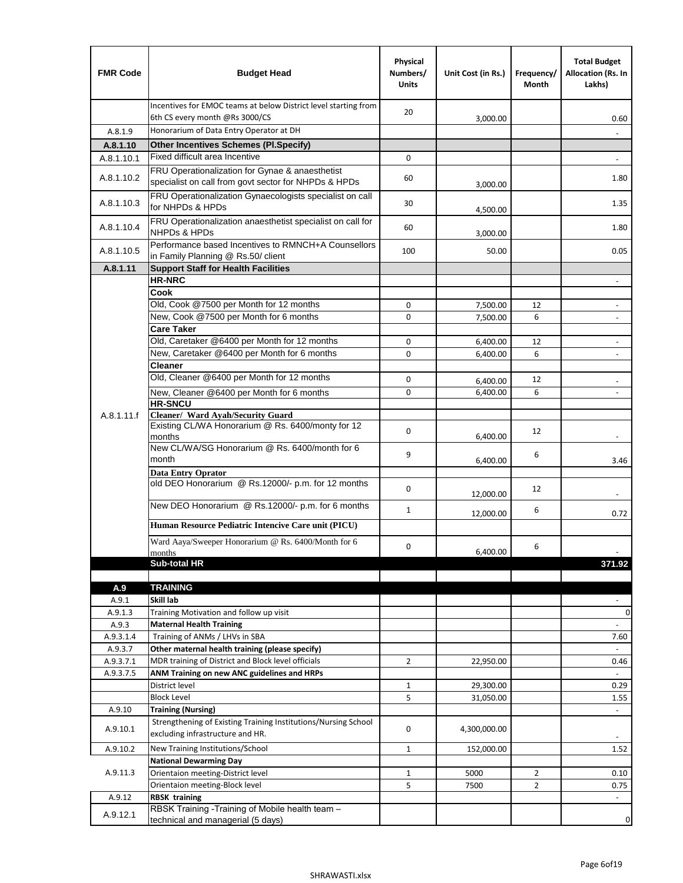| FMR Code | Budget Head | Physical Numbers/ Units | Unit Cost (in Rs.) | Frequency/ Month | Total Budget Allocation (Rs. In Lakhs) |
|---|---|---|---|---|---|
| | Incentives for EMOC teams at below District level starting from 6th CS every month @Rs 3000/CS | 20 | 3,000.00 | | 0.60 |
| A.8.1.9 | Honorarium of Data Entry Operator at DH | | | | - |
| **A.8.1.10** | **Other Incentives Schemes (Pl.Specify)** | | | | |
| A.8.1.10.1 | Fixed difficult area Incentive | 0 | | | - |
| A.8.1.10.2 | FRU Operationalization for Gynae & anaesthetist specialist on call from govt sector for NHPDs & HPDs | 60 | 3,000.00 | | 1.80 |
| A.8.1.10.3 | FRU Operationalization Gynaecologists specialist on call for NHPDs & HPDs | 30 | 4,500.00 | | 1.35 |
| A.8.1.10.4 | FRU Operationalization anaesthetist specialist on call for NHPDs & HPDs | 60 | 3,000.00 | | 1.80 |
| A.8.1.10.5 | Performance based Incentives to RMNCH+A Counsellors in Family Planning @ Rs.50/ client | 100 | 50.00 | | 0.05 |
| **A.8.1.11** | **Support Staff for Health Facilities** | | | | |
| A.8.1.11.f | **HR-NRC** | | | | - |
| | **Cook** | | | | |
| | Old, Cook @7500 per Month for 12 months | 0 | 7,500.00 | 12 | - |
| | New, Cook @7500 per Month for 6 months | 0 | 7,500.00 | 6 | - |
| | **Care Taker** | | | | |
| | Old, Caretaker @6400 per Month for 12 months | 0 | 6,400.00 | 12 | - |
| | New, Caretaker @6400 per Month for 6 months | 0 | 6,400.00 | 6 | - |
| | **Cleaner** | | | | |
| | Old, Cleaner @6400 per Month for 12 months | 0 | 6,400.00 | 12 | - |
| | New, Cleaner @6400 per Month for 6 months | 0 | 6,400.00 | 6 | - |
| | **HR-SNCU** | | | | |
| | **Cleaner/ Ward Ayah/Security Guard** | | | | |
| | Existing CL/WA Honorarium @ Rs. 6400/monty for 12 months | 0 | 6,400.00 | 12 | - |
| | New CL/WA/SG Honorarium @ Rs. 6400/month for 6 month | 9 | 6,400.00 | 6 | 3.46 |
| | **Data Entry Oprator** | | | | |
| | old DEO Honorarium @ Rs.12000/- p.m. for 12 months | 0 | 12,000.00 | 12 | - |
| | New DEO Honorarium @ Rs.12000/- p.m. for 6 months | 1 | 12,000.00 | 6 | 0.72 |
| | **Human Resource Pediatric Intencive Care unit (PICU)** | | | | |
| | Ward Aaya/Sweeper Honorarium @ Rs. 6400/Month for 6 months | 0 | 6,400.00 | 6 | - |
| | **Sub-total HR** | | | | **371.92** |
| | | | | | |
| **A.9** | **TRAINING** | | | | |
| A.9.1 | **Skill lab** | | | | - |
| A.9.1.3 | Training Motivation and follow up visit | | | | 0 |
| A.9.3 | **Maternal Health Training** | | | | - |
| A.9.3.1.4 | Training of ANMs / LHVs in SBA | | | | 7.60 |
| A.9.3.7 | **Other maternal health training (please specify)** | | | | - |
| A.9.3.7.1 | MDR training of District and Block level officials | 2 | 22,950.00 | | 0.46 |
| A.9.3.7.5 | **ANM Training on new ANC guidelines and HRPs** | | | | - |
| | District level | 1 | 29,300.00 | | 0.29 |
| | Block Level | 5 | 31,050.00 | | 1.55 |
| A.9.10 | **Training (Nursing)** | | | | - |
| A.9.10.1 | Strengthening of Existing Training Institutions/Nursing School excluding infrastructure and HR. | 0 | 4,300,000.00 | | - |
| A.9.10.2 | New Training Institutions/School | 1 | 152,000.00 | | 1.52 |
| A.9.11.3 | **National Dewarming Day** | | | | |
| | Orientaion meeting-District level | 1 | 5000 | 2 | 0.10 |
| | Orientaion meeting-Block level | 5 | 7500 | 2 | 0.75 |
| A.9.12 | **RBSK training** | | | | - |
| A.9.12.1 | RBSK Training -Training of Mobile health team – technical and managerial (5 days) | | | | 0 |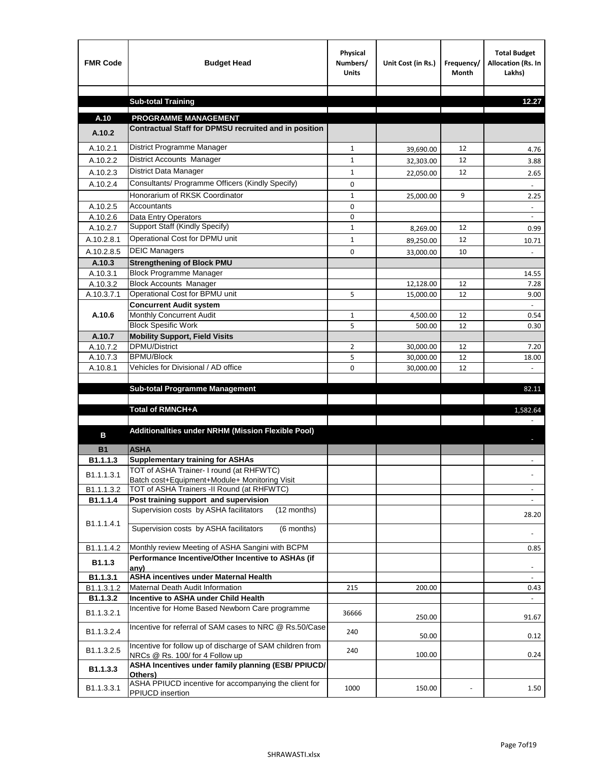| FMR Code | Budget Head | Physical Numbers/ Units | Unit Cost (in Rs.) | Frequency/ Month | Total Budget Allocation (Rs. In Lakhs) |
|---|---|---|---|---|---|
| | | | | | |
| | **Sub-total Training** | | | | **12.27** |
| | | | | | |
| **A.10** | **PROGRAMME MANAGEMENT** | | | | |
| **A.10.2** | **Contractual Staff for DPMSU recruited and in position** | | | | |
| A.10.2.1 | District Programme Manager | 1 | 39,690.00 | 12 | 4.76 |
| A.10.2.2 | District Accounts Manager | 1 | 32,303.00 | 12 | 3.88 |
| A.10.2.3 | District Data Manager | 1 | 22,050.00 | 12 | 2.65 |
| A.10.2.4 | Consultants/ Programme Officers (Kindly Specify) | 0 | | | - |
| | Honorarium of RKSK Coordinator | 1 | 25,000.00 | 9 | 2.25 |
| A.10.2.5 | Accountants | 0 | | | - |
| A.10.2.6 | Data Entry Operators | 0 | | | - |
| A.10.2.7 | Support Staff (Kindly Specify) | 1 | 8,269.00 | 12 | 0.99 |
| A.10.2.8.1 | Operational Cost for DPMU unit | 1 | 89,250.00 | 12 | 10.71 |
| A.10.2.8.5 | DEIC Managers | 0 | 33,000.00 | 10 | - |
| **A.10.3** | **Strengthening of Block PMU** | | | | |
| A.10.3.1 | Block Programme Manager | | | | 14.55 |
| A.10.3.2 | Block Accounts Manager | | 12,128.00 | 12 | 7.28 |
| A.10.3.7.1 | Operational Cost for BPMU unit | 5 | 15,000.00 | 12 | 9.00 |
| **A.10.6** | **Concurrent Audit system** | | | | - |
| | Monthly Concurrent Audit | 1 | 4,500.00 | 12 | 0.54 |
| | Block Spesific Work | 5 | 500.00 | 12 | 0.30 |
| **A.10.7** | **Mobility Support, Field Visits** | | | | |
| A.10.7.2 | DPMU/District | 2 | 30,000.00 | 12 | 7.20 |
| A.10.7.3 | BPMU/Block | 5 | 30,000.00 | 12 | 18.00 |
| A.10.8.1 | Vehicles for Divisional / AD office | 0 | 30,000.00 | 12 | - |
| | | | | | |
| | **Sub-total Programme Management** | | | | 82.11 |
| | | | | | |
| | **Total of RMNCH+A** | | | | 1,582.64 |
| | | | | | - |
| **B** | **Additionalities under NRHM (Mission Flexible Pool)** | | | | - |
| **B1** | **ASHA** | | | | |
| **B1.1.1.3** | **Supplementary training for ASHAs** | | | | - |
| B1.1.1.3.1 | TOT of ASHA Trainer- I round (at RHFWTC) Batch cost+Equipment+Module+ Monitoring Visit | | | | - |
| B1.1.1.3.2 | TOT of ASHA Trainers -II Round (at RHFWTC) | | | | - |
| **B1.1.1.4** | **Post training support and supervision** | | | | - |
| B1.1.1.4.1 | Supervision costs by ASHA facilitators (12 months) | | | | 28.20 |
| | Supervision costs by ASHA facilitators (6 months) | | | | - |
| B1.1.1.4.2 | Monthly review Meeting of ASHA Sangini with BCPM | | | | 0.85 |
| **B1.1.3** | **Performance Incentive/Other Incentive to ASHAs (if any)** | | | | - |
| **B1.1.3.1** | **ASHA incentives under Maternal Health** | | | | - |
| B1.1.3.1.2 | Maternal Death Audit Information | 215 | 200.00 | | 0.43 |
| **B1.1.3.2** | **Incentive to ASHA under Child Health** | | | | - |
| B1.1.3.2.1 | Incentive for Home Based Newborn Care programme | 36666 | 250.00 | | 91.67 |
| B1.1.3.2.4 | Incentive for referral of SAM cases to NRC @ Rs.50/Case | 240 | 50.00 | | 0.12 |
| B1.1.3.2.5 | Incentive for follow up of discharge of SAM children from NRCs @ Rs. 100/ for 4 Follow up | 240 | 100.00 | | 0.24 |
| **B1.1.3.3** | **ASHA Incentives under family planning (ESB/ PPIUCD/ Others)** | | | | |
| B1.1.3.3.1 | ASHA PPIUCD incentive for accompanying the client for PPIUCD insertion | 1000 | 150.00 | - | 1.50 |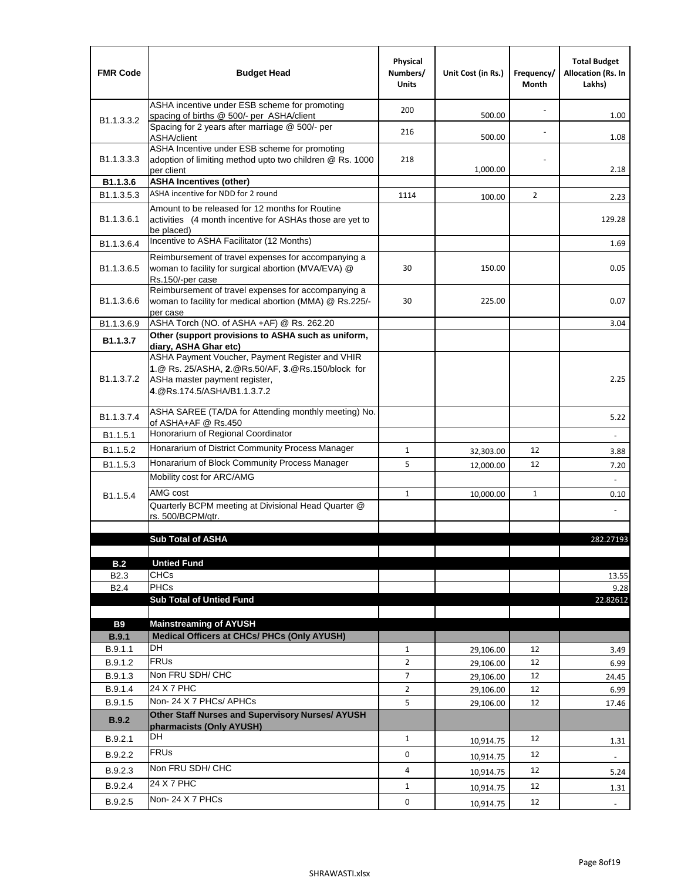| FMR Code | Budget Head | Physical Numbers/ Units | Unit Cost (in Rs.) | Frequency/ Month | Total Budget Allocation (Rs. In Lakhs) |
|---|---|---|---|---|---|
| B1.1.3.3.2 | ASHA incentive under ESB scheme for promoting spacing of births @ 500/- per ASHA/client | 200 | 500.00 | - | 1.00 |
| | Spacing for 2 years after marriage @ 500/- per ASHA/client | 216 | 500.00 | - | 1.08 |
| B1.1.3.3.3 | ASHA Incentive under ESB scheme for promoting adoption of limiting method upto two children @ Rs. 1000 per client | 218 | 1,000.00 | - | 2.18 |
| **B1.1.3.6** | **ASHA Incentives (other)** | | | | |
| B1.1.3.5.3 | ASHA incentive for NDD for 2 round | 1114 | 100.00 | 2 | 2.23 |
| B1.1.3.6.1 | Amount to be released for 12 months for Routine activities (4 month incentive for ASHAs those are yet to be placed) | | | | 129.28 |
| B1.1.3.6.4 | Incentive to ASHA Facilitator (12 Months) | | | | 1.69 |
| B1.1.3.6.5 | Reimbursement of travel expenses for accompanying a woman to facility for surgical abortion (MVA/EVA) @ Rs.150/-per case | 30 | 150.00 | | 0.05 |
| B1.1.3.6.6 | Reimbursement of travel expenses for accompanying a woman to facility for medical abortion (MMA) @ Rs.225/- per case | 30 | 225.00 | | 0.07 |
| B1.1.3.6.9 | ASHA Torch (NO. of ASHA +AF) @ Rs. 262.20 | | | | 3.04 |
| **B1.1.3.7** | **Other (support provisions to ASHA such as uniform, diary, ASHA Ghar etc)** | | | | |
| B1.1.3.7.2 | ASHA Payment Voucher, Payment Register and VHIR **1**.@ Rs. 25/ASHA, **2**.@Rs.50/AF, **3**.@Rs.150/block for ASHa master payment register, **4**.@Rs.174.5/ASHA/B1.1.3.7.2 | | | | 2.25 |
| B1.1.3.7.4 | ASHA SAREE (TA/DA for Attending monthly meeting) No. of ASHA+AF @ Rs.450 | | | | 5.22 |
| B1.1.5.1 | Honorarium of Regional Coordinator | | | | - |
| B1.1.5.2 | Honararium of District Community Process Manager | 1 | 32,303.00 | 12 | 3.88 |
| B1.1.5.3 | Honararium of Block Community Process Manager | 5 | 12,000.00 | 12 | 7.20 |
| B1.1.5.4 | Mobility cost for ARC/AMG | | | | - |
| | AMG cost | 1 | 10,000.00 | 1 | 0.10 |
| | Quarterly BCPM meeting at Divisional Head Quarter @ rs. 500/BCPM/qtr. | | | | - |
| | | | | | |
| | **Sub Total of ASHA** | | | | 282.27193 |
| | | | | | |
| **B.2** | **Untied Fund** | | | | |
| B2.3 | CHCs | | | | 13.55 |
| B2.4 | PHCs | | | | 9.28 |
| | **Sub Total of Untied Fund** | | | | 22.82612 |
| | | | | | |
| **B9** | **Mainstreaming of AYUSH** | | | | |
| **B.9.1** | **Medical Officers at CHCs/ PHCs (Only AYUSH)** | | | | |
| B.9.1.1 | DH | 1 | 29,106.00 | 12 | 3.49 |
| B.9.1.2 | FRUs | 2 | 29,106.00 | 12 | 6.99 |
| B.9.1.3 | Non FRU SDH/ CHC | 7 | 29,106.00 | 12 | 24.45 |
| B.9.1.4 | 24 X 7 PHC | 2 | 29,106.00 | 12 | 6.99 |
| B.9.1.5 | Non- 24 X 7 PHCs/ APHCs | 5 | 29,106.00 | 12 | 17.46 |
| **B.9.2** | **Other Staff Nurses and Supervisory Nurses/ AYUSH pharmacists (Only AYUSH)** | | | | |
| B.9.2.1 | DH | 1 | 10,914.75 | 12 | 1.31 |
| B.9.2.2 | FRUs | 0 | 10,914.75 | 12 | - |
| B.9.2.3 | Non FRU SDH/ CHC | 4 | 10,914.75 | 12 | 5.24 |
| B.9.2.4 | 24 X 7 PHC | 1 | 10,914.75 | 12 | 1.31 |
| B.9.2.5 | Non- 24 X 7 PHCs | 0 | 10,914.75 | 12 | - |

SHRAWASTI.xlsx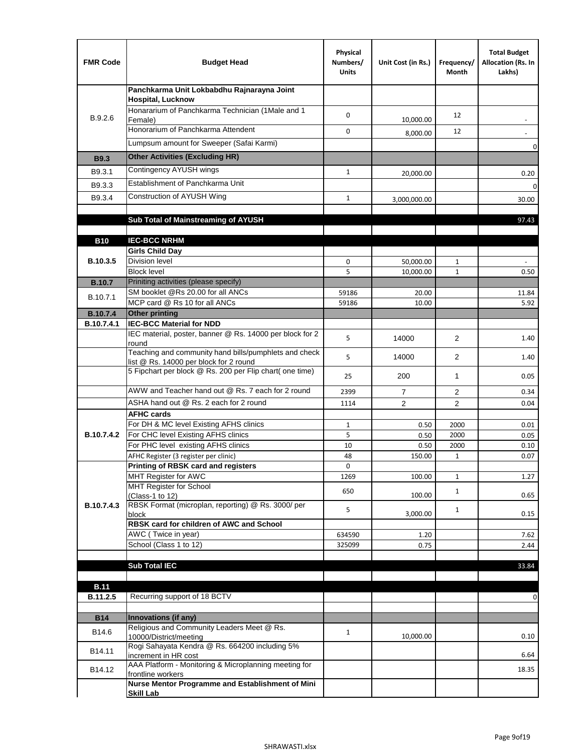| FMR Code | Budget Head | Physical Numbers/ Units | Unit Cost (in Rs.) | Frequency/ Month | Total Budget Allocation (Rs. In Lakhs) |
|---|---|---|---|---|---|
| B.9.2.6 | **Panchkarma Unit Lokbabdhu Rajnarayna Joint Hospital, Lucknow** | | | | |
| | Honorarium of Panchkarma Technician (1Male and 1 Female) | 0 | 10,000.00 | 12 | - |
| | Honorarium of Panchkarma Attendent | 0 | 8,000.00 | 12 | - |
| | Lumpsum amount for Sweeper (Safai Karmi) | | | | 0 |
| **B9.3** | **Other Activities (Excluding HR)** | | | | |
| B9.3.1 | Contingency AYUSH wings | 1 | 20,000.00 | | 0.20 |
| B9.3.3 | Establishment of Panchkarma Unit | | | | 0 |
| B9.3.4 | Construction of AYUSH Wing | 1 | 3,000,000.00 | | 30.00 |
| | | | | | |
| | **Sub Total of Mainstreaming of AYUSH** | | | | 97.43 |
| | | | | | |
| **B10** | **IEC-BCC NRHM** | | | | |
| **B.10.3.5** | **Girls Child Day** | | | | |
| | Division level | 0 | 50,000.00 | 1 | - |
| | Block level | 5 | 10,000.00 | 1 | 0.50 |
| **B.10.7** | Priniting activities (please specify) | | | | |
| B.10.7.1 | SM booklet @Rs 20.00 for all ANCs | 59186 | 20.00 | | 11.84 |
| | MCP card @ Rs 10 for all ANCs | 59186 | 10.00 | | 5.92 |
| **B.10.7.4** | **Other printing** | | | | |
| **B.10.7.4.1** | **IEC-BCC Material for NDD** | | | | |
| | IEC material, poster, banner @ Rs. 14000 per block for 2 round | 5 | 14000 | 2 | 1.40 |
| | Teaching and community hand bills/pumphlets and check list @ Rs. 14000 per block for 2 round | 5 | 14000 | 2 | 1.40 |
| | 5 Fipchart per block @ Rs. 200 per Flip chart( one time) | 25 | 200 | 1 | 0.05 |
| | AWW and Teacher hand out @ Rs. 7 each for 2 round | 2399 | 7 | 2 | 0.34 |
| | ASHA hand out @ Rs. 2 each for 2 round | 1114 | 2 | 2 | 0.04 |
| **B.10.7.4.2** | **AFHC cards** | | | | |
| | For DH & MC level Existing AFHS clinics | 1 | 0.50 | 2000 | 0.01 |
| | For CHC level Existing AFHS clinics | 5 | 0.50 | 2000 | 0.05 |
| | For PHC level existing AFHS clinics | 10 | 0.50 | 2000 | 0.10 |
| | AFHC Register (3 register per clinic) | 48 | 150.00 | 1 | 0.07 |
| **B.10.7.4.3** | **Printing of RBSK card and registers** | 0 | | | |
| | MHT Register for AWC | 1269 | 100.00 | 1 | 1.27 |
| | MHT Register for School (Class-1 to 12) | 650 | 100.00 | 1 | 0.65 |
| | RBSK Format (microplan, reporting) @ Rs. 3000/ per block | 5 | 3,000.00 | 1 | 0.15 |
| | **RBSK card for children of AWC and School** | | | | |
| | AWC ( Twice in year) | 634590 | 1.20 | | 7.62 |
| | School (Class 1 to 12) | 325099 | 0.75 | | 2.44 |
| | | | | | |
| | **Sub Total IEC** | | | | 33.84 |
| | | | | | |
| **B.11** | | | | | |
| **B.11.2.5** | Recurring support of 18 BCTV | | | | 0 |
| | | | | | |
| **B14** | **Innovations (if any)** | | | | |
| B14.6 | Religious and Community Leaders Meet @ Rs. 10000/District/meeting | 1 | 10,000.00 | | 0.10 |
| B14.11 | Rogi Sahayata Kendra @ Rs. 664200 including 5% increment in HR cost | | | | 6.64 |
| B14.12 | AAA Platform - Monitoring & Microplanning meeting for frontline workers | | | | 18.35 |
| | **Nurse Mentor Programme and Establishment of Mini Skill Lab** | | | | |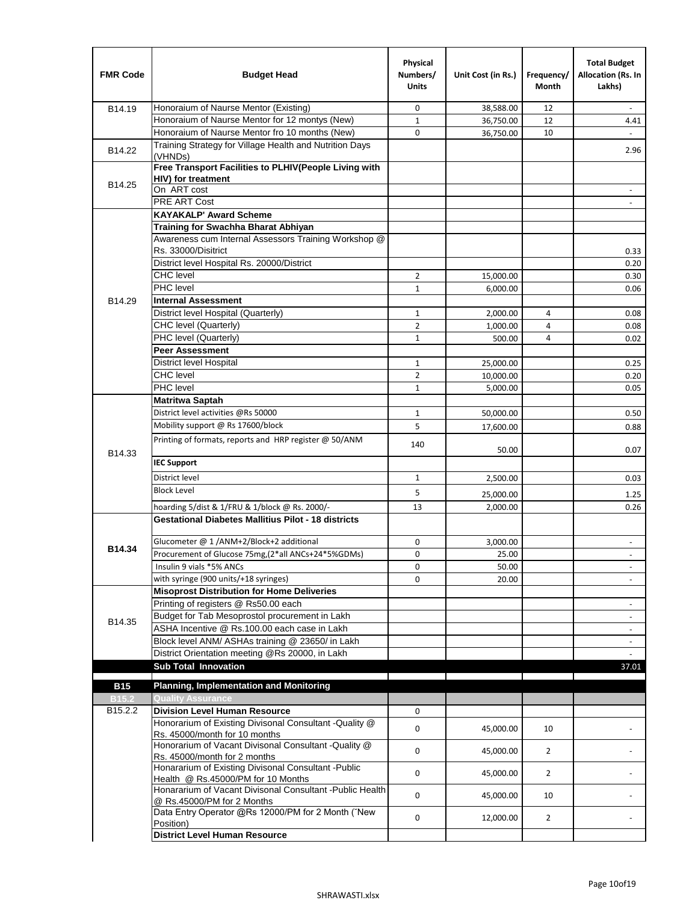| FMR Code | Budget Head | Physical Numbers/ Units | Unit Cost (in Rs.) | Frequency/ Month | Total Budget Allocation (Rs. In Lakhs) |
|---|---|---|---|---|---|
| B14.19 | Honoraium of Naurse Mentor (Existing) | 0 | 38,588.00 | 12 | - |
| | Honoraium of Naurse Mentor for 12 montys (New) | 1 | 36,750.00 | 12 | 4.41 |
| | Honoraium of Naurse Mentor fro 10 months (New) | 0 | 36,750.00 | 10 | - |
| B14.22 | Training Strategy for Village Health and Nutrition Days (VHNDs) | | | | 2.96 |
| B14.25 | **Free Transport Facilities to PLHIV(People Living with HIV) for treatment** | | | | |
| | On ART cost | | | | - |
| | PRE ART Cost | | | | - |
| B14.29 | **KAYAKALP' Award Scheme** | | | | |
| | **Training for Swachha Bharat Abhiyan** | | | | |
| | Awareness cum Internal Assessors Training Workshop @ Rs. 33000/Disitrict | | | | 0.33 |
| | District level Hospital Rs. 20000/District | | | | 0.20 |
| | CHC level | 2 | 15,000.00 | | 0.30 |
| | PHC level | 1 | 6,000.00 | | 0.06 |
| | **Internal Assessment** | | | | |
| | District level Hospital (Quarterly) | 1 | 2,000.00 | 4 | 0.08 |
| | CHC level (Quarterly) | 2 | 1,000.00 | 4 | 0.08 |
| | PHC level (Quarterly) | 1 | 500.00 | 4 | 0.02 |
| | **Peer Assessment** | | | | |
| | District level Hospital | 1 | 25,000.00 | | 0.25 |
| | CHC level | 2 | 10,000.00 | | 0.20 |
| | PHC level | 1 | 5,000.00 | | 0.05 |
| B14.33 | **Matritwa Saptah** | | | | |
| | District level activities @Rs 50000 | 1 | 50,000.00 | | 0.50 |
| | Mobility support @ Rs 17600/block | 5 | 17,600.00 | | 0.88 |
| | Printing of formats, reports and HRP register @ 50/ANM | 140 | 50.00 | | 0.07 |
| | **IEC Support** | | | | |
| | District level | 1 | 2,500.00 | | 0.03 |
| | Block Level | 5 | 25,000.00 | | 1.25 |
| | hoarding 5/dist & 1/FRU & 1/block @ Rs. 2000/- | 13 | 2,000.00 | | 0.26 |
| **B14.34** | **Gestational Diabetes Mallitius Pilot - 18 districts** | | | | |
| | Glucometer @ 1 /ANM+2/Block+2 additional | 0 | 3,000.00 | | - |
| | Procurement of Glucose 75mg,(2*all ANCs+24*5%GDMs) | 0 | 25.00 | | - |
| | Insulin 9 vials *5% ANCs | 0 | 50.00 | | - |
| | with syringe (900 units/+18 syringes) | 0 | 20.00 | | - |
| B14.35 | **Misoprost Distribution for Home Deliveries** | | | | |
| | Printing of registers @ Rs50.00 each | | | | - |
| | Budget for Tab Mesoprostol procurement in Lakh | | | | - |
| | ASHA Incentive @ Rs.100.00 each case in Lakh | | | | - |
| | Block level ANM/ ASHAs training @ 23650/ in Lakh | | | | - |
| | District Orientation meeting @Rs 20000, in Lakh | | | | - |
| | **Sub Total Innovation** | | | | 37.01 |
| **B15** | **Planning, Implementation and Monitoring** | | | | |
| **B15.2** | **Quality Assurance** | | | | |
| B15.2.2 | **Division Level Human Resource** | 0 | | | |
| | Honorarium of Existing Divisonal Consultant -Quality @ Rs. 45000/month for 10 months | 0 | 45,000.00 | 10 | - |
| | Honorarium of Vacant Divisonal Consultant -Quality @ Rs. 45000/month for 2 months | 0 | 45,000.00 | 2 | - |
| | Honararium of Existing Divisonal Consultant -Public Health @ Rs.45000/PM for 10 Months | 0 | 45,000.00 | 2 | - |
| | Honararium of Vacant Divisonal Consultant -Public Health @ Rs.45000/PM for 2 Months | 0 | 45,000.00 | 10 | - |
| | Data Entry Operator @Rs 12000/PM for 2 Month ("New Position) | 0 | 12,000.00 | 2 | - |
| | **District Level Human Resource** | | | | |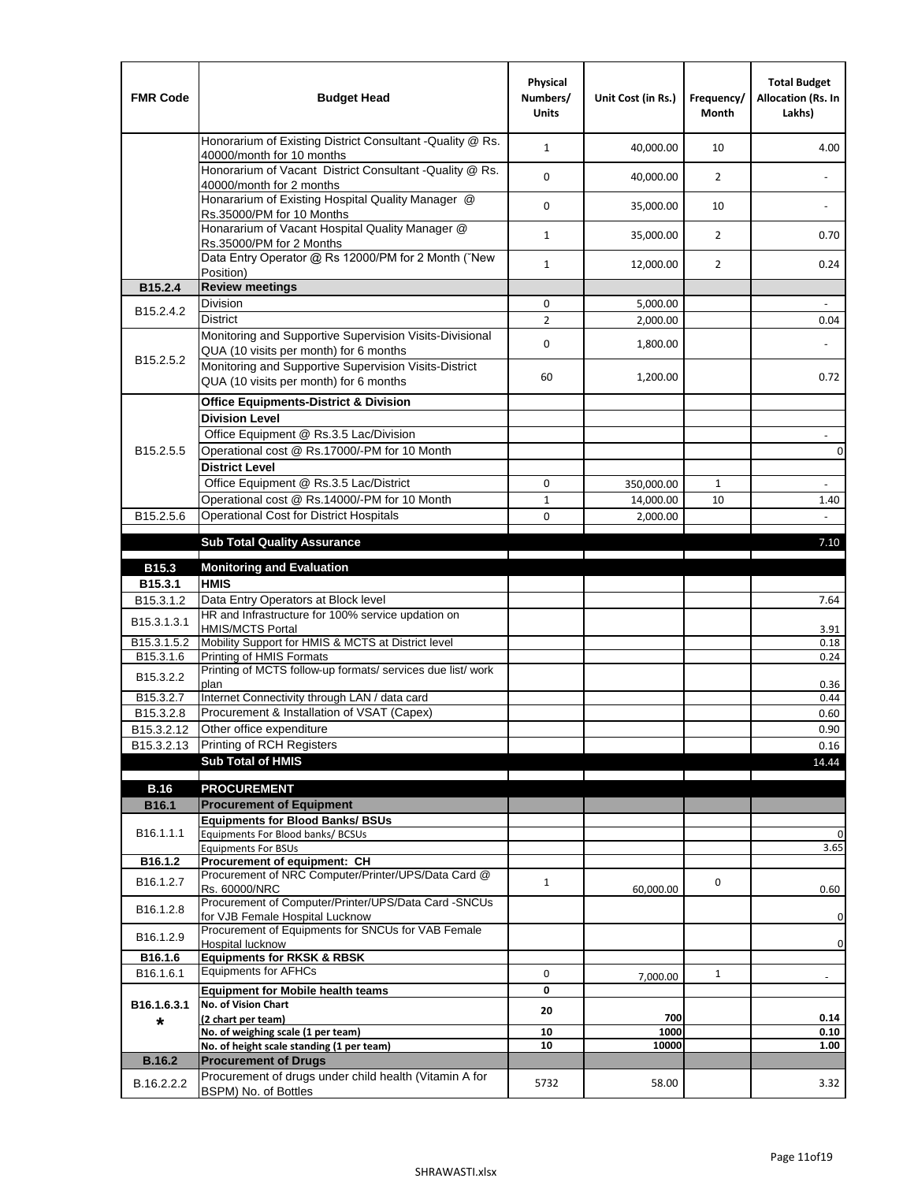| FMR Code | Budget Head | Physical Numbers/ Units | Unit Cost (in Rs.) | Frequency/ Month | Total Budget Allocation (Rs. In Lakhs) |
|---|---|---|---|---|---|
| | Honorarium of Existing District Consultant -Quality @ Rs. 40000/month for 10 months | 1 | 40,000.00 | 10 | 4.00 |
| | Honorarium of Vacant District Consultant -Quality @ Rs. 40000/month for 2 months | 0 | 40,000.00 | 2 | - |
| | Honararium of Existing Hospital Quality Manager @ Rs.35000/PM for 10 Months | 0 | 35,000.00 | 10 | - |
| | Honararium of Vacant Hospital Quality Manager @ Rs.35000/PM for 2 Months | 1 | 35,000.00 | 2 | 0.70 |
| | Data Entry Operator @ Rs 12000/PM for 2 Month (˜New Position) | 1 | 12,000.00 | 2 | 0.24 |
| **B15.2.4** | **Review meetings** | | | | |
| B15.2.4.2 | Division | 0 | 5,000.00 | | - |
| | District | 2 | 2,000.00 | | 0.04 |
| B15.2.5.2 | Monitoring and Supportive Supervision Visits-Divisional QUA (10 visits per month) for 6 months | 0 | 1,800.00 | | - |
| | Monitoring and Supportive Supervision Visits-District QUA (10 visits per month) for 6 months | 60 | 1,200.00 | | 0.72 |
| B15.2.5.5 | **Office Equipments-District & Division** | | | | |
| | **Division Level** | | | | |
| | Office Equipment @ Rs.3.5 Lac/Division | | | | - |
| | Operational cost @ Rs.17000/-PM for 10 Month | | | | 0 |
| | **District Level** | | | | |
| | Office Equipment @ Rs.3.5 Lac/District | 0 | 350,000.00 | 1 | - |
| | Operational cost @ Rs.14000/-PM for 10 Month | 1 | 14,000.00 | 10 | 1.40 |
| B15.2.5.6 | Operational Cost for District Hospitals | 0 | 2,000.00 | | - |
| | **Sub Total Quality Assurance** | | | | 7.10 |
| **B15.3** | **Monitoring and Evaluation** | | | | |
| **B15.3.1** | **HMIS** | | | | |
| B15.3.1.2 | Data Entry Operators at Block level | | | | 7.64 |
| B15.3.1.3.1 | HR and Infrastructure for 100% service updation on HMIS/MCTS Portal | | | | 3.91 |
| B15.3.1.5.2 | Mobility Support for HMIS & MCTS at District level | | | | 0.18 |
| B15.3.1.6 | Printing of HMIS Formats | | | | 0.24 |
| B15.3.2.2 | Printing of MCTS follow-up formats/ services due list/ work plan | | | | 0.36 |
| B15.3.2.7 | Internet Connectivity through LAN / data card | | | | 0.44 |
| B15.3.2.8 | Procurement & Installation of VSAT (Capex) | | | | 0.60 |
| B15.3.2.12 | Other office expenditure | | | | 0.90 |
| B15.3.2.13 | Printing of RCH Registers | | | | 0.16 |
| | **Sub Total of HMIS** | | | | 14.44 |
| **B.16** | **PROCUREMENT** | | | | |
| **B16.1** | **Procurement of Equipment** | | | | |
| B16.1.1.1 | **Equipments for Blood Banks/ BSUs** | | | | |
| | Equipments For Blood banks/ BCSUs | | | | 0 |
| | Equipments For BSUs | | | | 3.65 |
| **B16.1.2** | **Procurement of equipment: CH** | | | | |
| B16.1.2.7 | Procurement of NRC Computer/Printer/UPS/Data Card @ Rs. 60000/NRC | 1 | 60,000.00 | 0 | 0.60 |
| B16.1.2.8 | Procurement of Computer/Printer/UPS/Data Card -SNCUs for VJB Female Hospital Lucknow | | | | 0 |
| B16.1.2.9 | Procurement of Equipments for SNCUs for VAB Female Hospital lucknow | | | | 0 |
| **B16.1.6** | **Equipments for RKSK & RBSK** | | | | |
| B16.1.6.1 | Equipments for AFHCs | 0 | 7,000.00 | 1 | - |
| **B16.1.6.3.1 *** | **Equipment for Mobile health teams** | **0** | | | |
| | **No. of Vision Chart (2 chart per team)** | **20** | **700** | | **0.14** |
| | **No. of weighing scale (1 per team)** | **10** | **1000** | | **0.10** |
| | **No. of height scale standing (1 per team)** | **10** | **10000** | | **1.00** |
| **B.16.2** | **Procurement of Drugs** | | | | |
| B.16.2.2.2 | Procurement of drugs under child health (Vitamin A for BSPM) No. of Bottles | 5732 | 58.00 | | 3.32 |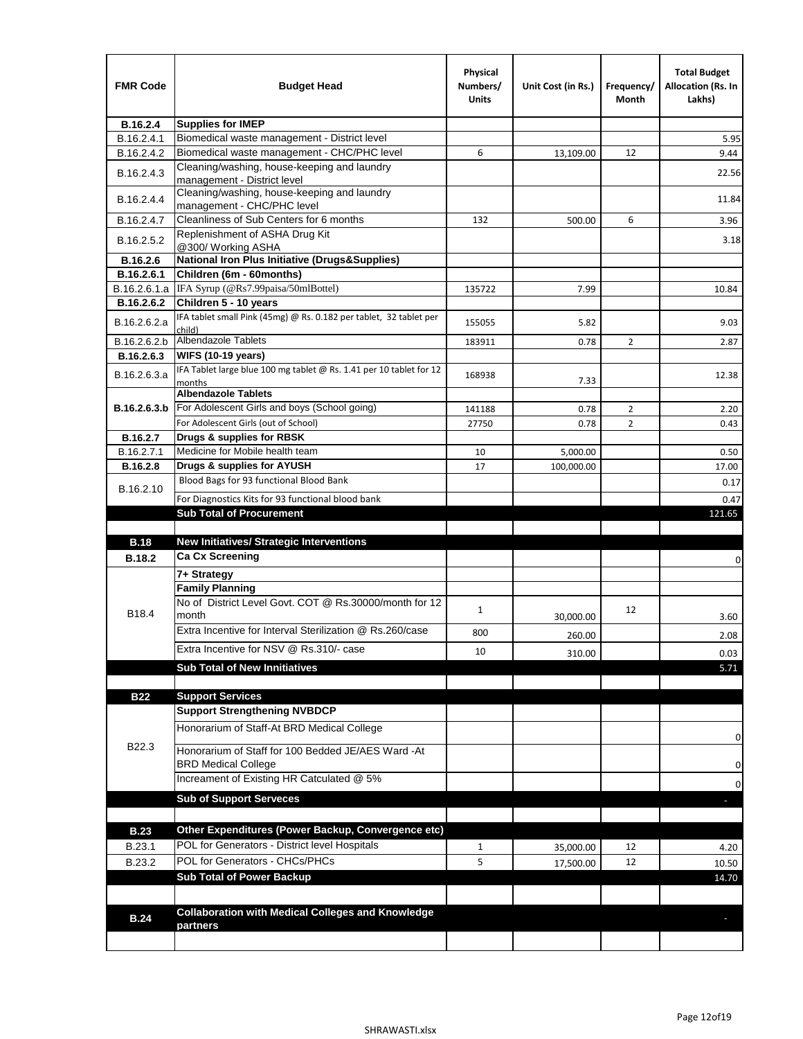| FMR Code | Budget Head | Physical Numbers/ Units | Unit Cost (in Rs.) | Frequency/ Month | Total Budget Allocation (Rs. In Lakhs) |
|---|---|---|---|---|---|
| **B.16.2.4** | **Supplies for IMEP** | | | | |
| B.16.2.4.1 | Biomedical waste management - District level | | | | 5.95 |
| B.16.2.4.2 | Biomedical waste management - CHC/PHC level | 6 | 13,109.00 | 12 | 9.44 |
| B.16.2.4.3 | Cleaning/washing, house-keeping and laundry management - District level | | | | 22.56 |
| B.16.2.4.4 | Cleaning/washing, house-keeping and laundry management - CHC/PHC level | | | | 11.84 |
| B.16.2.4.7 | Cleanliness of Sub Centers for 6 months | 132 | 500.00 | 6 | 3.96 |
| B.16.2.5.2 | Replenishment of ASHA Drug Kit @300/ Working ASHA | | | | 3.18 |
| **B.16.2.6** | **National Iron Plus Initiative (Drugs&Supplies)** | | | | |
| **B.16.2.6.1** | **Children (6m - 60months)** | | | | |
| B.16.2.6.1.a | IFA Syrup (@Rs7.99paisa/50mlBottel) | 135722 | 7.99 | | 10.84 |
| **B.16.2.6.2** | **Children 5 - 10 years** | | | | |
| B.16.2.6.2.a | IFA tablet small Pink (45mg) @ Rs. 0.182 per tablet, 32 tablet per child) | 155055 | 5.82 | | 9.03 |
| B.16.2.6.2.b | Albendazole Tablets | 183911 | 0.78 | 2 | 2.87 |
| **B.16.2.6.3** | **WIFS (10-19 years)** | | | | |
| B.16.2.6.3.a | IFA Tablet large blue 100 mg tablet @ Rs. 1.41 per 10 tablet for 12 months | 168938 | 7.33 | | 12.38 |
| **B.16.2.6.3.b** | **Albendazole Tablets** | | | | |
| | For Adolescent Girls and boys (School going) | 141188 | 0.78 | 2 | 2.20 |
| | For Adolescent Girls (out of School) | 27750 | 0.78 | 2 | 0.43 |
| **B.16.2.7** | **Drugs & supplies for RBSK** | | | | |
| B.16.2.7.1 | Medicine for Mobile health team | 10 | 5,000.00 | | 0.50 |
| **B.16.2.8** | **Drugs & supplies for AYUSH** | 17 | 100,000.00 | | 17.00 |
| B.16.2.10 | Blood Bags for 93 functional Blood Bank | | | | 0.17 |
| | For Diagnostics Kits for 93 functional blood bank | | | | 0.47 |
| | **Sub Total of Procurement** | | | | 121.65 |
| | | | | | |
| **B.18** | **New Initiatives/ Strategic Interventions** | | | | |
| **B.18.2** | **Ca Cx Screening** | | | | 0 |
| B18.4 | **7+ Strategy** | | | | |
| | **Family Planning** | | | | |
| | No of District Level Govt. COT @ Rs.30000/month for 12 month | 1 | 30,000.00 | 12 | 3.60 |
| | Extra Incentive for Interval Sterilization @ Rs.260/case | 800 | 260.00 | | 2.08 |
| | Extra Incentive for NSV @ Rs.310/- case | 10 | 310.00 | | 0.03 |
| | **Sub Total of New Innitiatives** | | | | 5.71 |
| | | | | | |
| **B22** | **Support Services** | | | | |
| B22.3 | **Support Strengthening NVBDCP** | | | | |
| | Honorarium of Staff-At BRD Medical College | | | | 0 |
| | Honorarium of Staff for 100 Bedded JE/AES Ward -At BRD Medical College | | | | 0 |
| | Increament of Existing HR Catculated @ 5% | | | | 0 |
| | **Sub of Support Serveces** | | | | - |
| | | | | | |
| **B.23** | **Other Expenditures (Power Backup, Convergence etc)** | | | | |
| B.23.1 | POL for Generators - District level Hospitals | 1 | 35,000.00 | 12 | 4.20 |
| B.23.2 | POL for Generators - CHCs/PHCs | 5 | 17,500.00 | 12 | 10.50 |
| | **Sub Total of Power Backup** | | | | 14.70 |
| | | | | | |
| **B.24** | **Collaboration with Medical Colleges and Knowledge partners** | | | | - |
| | | | | | |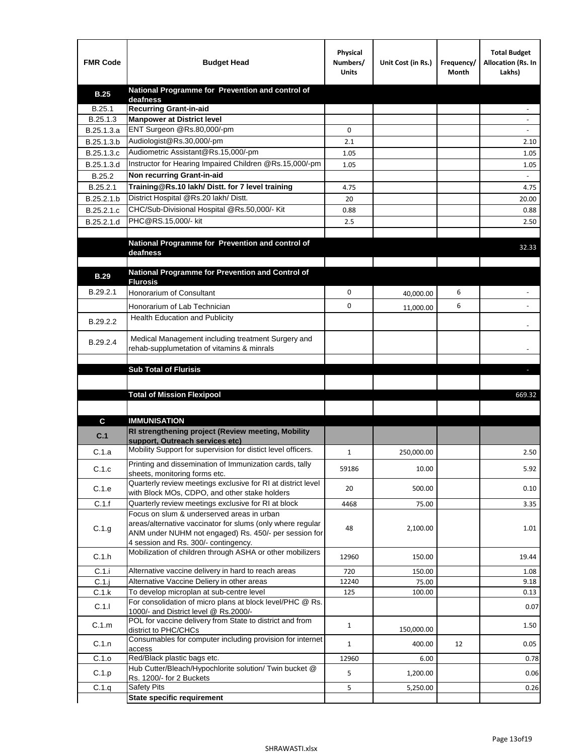| FMR Code | Budget Head | Physical Numbers/ Units | Unit Cost (in Rs.) | Frequency/ Month | Total Budget Allocation (Rs. In Lakhs) |
|---|---|---|---|---|---|
| **B.25** | **National Programme for Prevention and control of deafness** | | | | |
| B.25.1 | **Recurring Grant-in-aid** | | | | - |
| B.25.1.3 | **Manpower at District level** | | | | - |
| B.25.1.3.a | ENT Surgeon @Rs.80,000/-pm | 0 | | | - |
| B.25.1.3.b | Audiologist@Rs.30,000/-pm | 2.1 | | | 2.10 |
| B.25.1.3.c | Audiometric Assistant@Rs.15,000/-pm | 1.05 | | | 1.05 |
| B.25.1.3.d | Instructor for Hearing Impaired Children @Rs.15,000/-pm | 1.05 | | | 1.05 |
| B.25.2 | **Non recurring Grant-in-aid** | | | | - |
| B.25.2.1 | **Training@Rs.10 lakh/ Distt. for 7 level training** | 4.75 | | | 4.75 |
| B.25.2.1.b | District Hospital @Rs.20 lakh/ Distt. | 20 | | | 20.00 |
| B.25.2.1.c | CHC/Sub-Divisional Hospital @Rs.50,000/- Kit | 0.88 | | | 0.88 |
| B.25.2.1.d | PHC@RS.15,000/- kit | 2.5 | | | 2.50 |
| | | | | | |
| | **National Programme for Prevention and control of deafness** | | | | 32.33 |
| | | | | | |
| **B.29** | **National Programme for Prevention and Control of Flurosis** | | | | |
| B.29.2.1 | Honorarium of Consultant | 0 | 40,000.00 | 6 | - |
| | Honorarium of Lab Technician | 0 | 11,000.00 | 6 | - |
| B.29.2.2 | Health Education and Publicity | | | | - |
| B.29.2.4 | Medical Management including treatment Surgery and rehab-supplumetation of vitamins & minrals | | | | - |
| | | | | | |
| | **Sub Total of Flurisis** | | | | - |
| | | | | | |
| | **Total of Mission Flexipool** | | | | 669.32 |
| | | | | | |
| **C** | **IMMUNISATION** | | | | |
| **C.1** | **RI strengthening project (Review meeting, Mobility support, Outreach services etc)** | | | | |
| C.1.a | Mobility Support for supervision for distict level officers. | 1 | 250,000.00 | | 2.50 |
| C.1.c | Printing and dissemination of Immunization cards, tally sheets, monitoring forms etc. | 59186 | 10.00 | | 5.92 |
| C.1.e | Quarterly review meetings exclusive for RI at district level with Block MOs, CDPO, and other stake holders | 20 | 500.00 | | 0.10 |
| C.1.f | Quarterly review meetings exclusive for RI at block | 4468 | 75.00 | | 3.35 |
| C.1.g | Focus on slum & underserved areas in urban areas/alternative vaccinator for slums (only where regular ANM under NUHM not engaged) Rs. 450/- per session for 4 session and Rs. 300/- contingency. | 48 | 2,100.00 | | 1.01 |
| C.1.h | Mobilization of children through ASHA or other mobilizers | 12960 | 150.00 | | 19.44 |
| C.1.i | Alternative vaccine delivery in hard to reach areas | 720 | 150.00 | | 1.08 |
| C.1.j | Alternative Vaccine Deliery in other areas | 12240 | 75.00 | | 9.18 |
| C.1.k | To develop microplan at sub-centre level | 125 | 100.00 | | 0.13 |
| C.1.l | For consolidation of micro plans at block level/PHC @ Rs. 1000/- and District level @ Rs.2000/- | | | | 0.07 |
| C.1.m | POL for vaccine delivery from State to district and from district to PHC/CHCs | 1 | 150,000.00 | | 1.50 |
| C.1.n | Consumables for computer including provision for internet access | 1 | 400.00 | 12 | 0.05 |
| C.1.o | Red/Black plastic bags etc. | 12960 | 6.00 | | 0.78 |
| C.1.p | Hub Cutter/Bleach/Hypochlorite solution/ Twin bucket @ Rs. 1200/- for 2 Buckets | 5 | 1,200.00 | | 0.06 |
| C.1.q | Safety Pits | 5 | 5,250.00 | | 0.26 |
| | **State specific requirement** | | | | |

SHRAWASTI.xlsx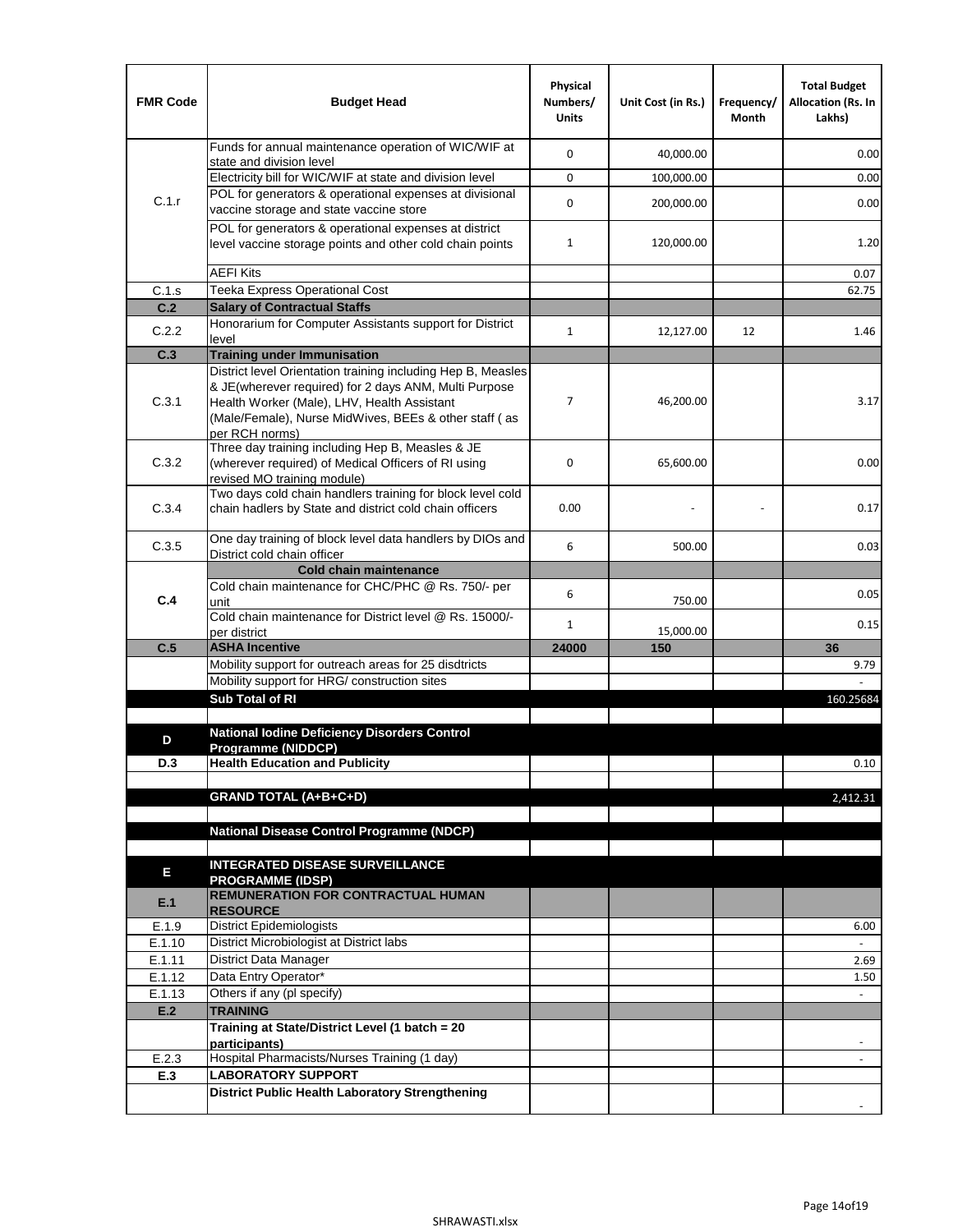| FMR Code | Budget Head | Physical Numbers/ Units | Unit Cost (in Rs.) | Frequency/ Month | Total Budget Allocation (Rs. In Lakhs) |
|---|---|---|---|---|---|
| C.1.r | Funds for annual maintenance operation of WIC/WIF at state and division level | 0 | 40,000.00 | | 0.00 |
| | Electricity bill for WIC/WIF at state and division level | 0 | 100,000.00 | | 0.00 |
| | POL for generators & operational expenses at divisional vaccine storage and state vaccine store | 0 | 200,000.00 | | 0.00 |
| | POL for generators & operational expenses at district level vaccine storage points and other cold chain points | 1 | 120,000.00 | | 1.20 |
| | AEFI Kits | | | | 0.07 |
| C.1.s | Teeka Express Operational Cost | | | | 62.75 |
| **C.2** | **Salary of Contractual Staffs** | | | | |
| C.2.2 | Honorarium for Computer Assistants support for District level | 1 | 12,127.00 | 12 | 1.46 |
| **C.3** | **Training under Immunisation** | | | | |
| C.3.1 | District level Orientation training including Hep B, Measles & JE(wherever required) for 2 days ANM, Multi Purpose Health Worker (Male), LHV, Health Assistant (Male/Female), Nurse MidWives, BEEs & other staff ( as per RCH norms) | 7 | 46,200.00 | | 3.17 |
| C.3.2 | Three day training including Hep B, Measles & JE (wherever required) of Medical Officers of RI using revised MO training module) | 0 | 65,600.00 | | 0.00 |
| C.3.4 | Two days cold chain handlers training for block level cold chain hadlers by State and district cold chain officers | 0.00 | - | - | 0.17 |
| C.3.5 | One day training of block level data handlers by DIOs and District cold chain officer | 6 | 500.00 | | 0.03 |
| **C.4** | **Cold chain maintenance** | | | | |
| | Cold chain maintenance for CHC/PHC @ Rs. 750/- per unit | 6 | 750.00 | | 0.05 |
| | Cold chain maintenance for District level @ Rs. 15000/- per district | 1 | 15,000.00 | | 0.15 |
| **C.5** | **ASHA Incentive** | **24000** | **150** | | **36** |
| | Mobility support for outreach areas for 25 disdtricts | | | | 9.79 |
| | Mobility support for HRG/ construction sites | | | | - |
| | **Sub Total of RI** | | | | 160.25684 |
| | | | | | |
| **D** | **National Iodine Deficiency Disorders Control Programme (NIDDCP)** | | | | |
| **D.3** | **Health Education and Publicity** | | | | 0.10 |
| | | | | | |
| | **GRAND TOTAL (A+B+C+D)** | | | | 2,412.31 |
| | | | | | |
| | **National Disease Control Programme (NDCP)** | | | | |
| | | | | | |
| **E** | **INTEGRATED DISEASE SURVEILLANCE PROGRAMME (IDSP)** | | | | |
| **E.1** | **REMUNERATION FOR CONTRACTUAL HUMAN RESOURCE** | | | | |
| E.1.9 | District Epidemiologists | | | | 6.00 |
| E.1.10 | District Microbiologist at District labs | | | | - |
| E.1.11 | District Data Manager | | | | 2.69 |
| E.1.12 | Data Entry Operator* | | | | 1.50 |
| E.1.13 | Others if any (pl specify) | | | | - |
| **E.2** | **TRAINING** | | | | |
| | **Training at State/District Level (1 batch = 20 participants)** | | | | - |
| E.2.3 | Hospital Pharmacists/Nurses Training (1 day) | | | | - |
| **E.3** | **LABORATORY SUPPORT** | | | | |
| | **District Public Health Laboratory Strengthening** | | | | - |

SHRAWASTI.xlsx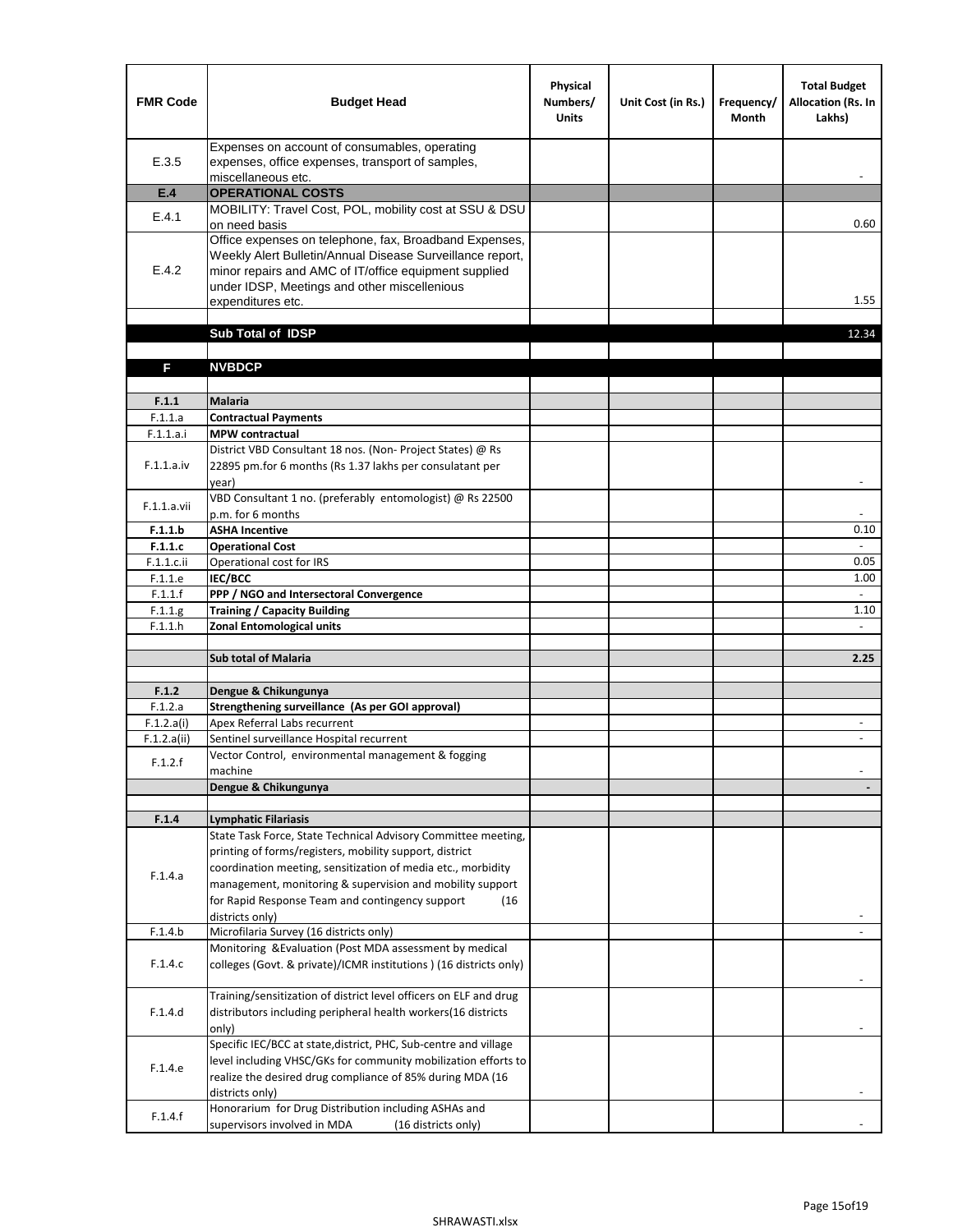| FMR Code | Budget Head | Physical Numbers/ Units | Unit Cost (in Rs.) | Frequency/ Month | Total Budget Allocation (Rs. In Lakhs) |
|---|---|---|---|---|---|
| E.3.5 | Expenses on account of consumables, operating expenses, office expenses, transport of samples, miscellaneous etc. | | | | - |
| **E.4** | **OPERATIONAL COSTS** | | | | |
| E.4.1 | MOBILITY: Travel Cost, POL, mobility cost at SSU & DSU on need basis | | | | 0.60 |
| E.4.2 | Office expenses on telephone, fax, Broadband Expenses, Weekly Alert Bulletin/Annual Disease Surveillance report, minor repairs and AMC of IT/office equipment supplied under IDSP, Meetings and other miscellenious expenditures etc. | | | | 1.55 |
| | | | | | |
| | **Sub Total of IDSP** | | | | 12.34 |
| | | | | | |
| **F** | **NVBDCP** | | | | |
| | | | | | |
| **F.1.1** | **Malaria** | | | | |
| F.1.1.a | **Contractual Payments** | | | | |
| F.1.1.a.i | **MPW contractual** | | | | |
| F.1.1.a.iv | District VBD Consultant 18 nos. (Non- Project States) @ Rs 22895 pm.for 6 months (Rs 1.37 lakhs per consulatant per year) | | | | - |
| F.1.1.a.vii | VBD Consultant 1 no. (preferably entomologist) @ Rs 22500 p.m. for 6 months | | | | - |
| **F.1.1.b** | **ASHA Incentive** | | | | 0.10 |
| **F.1.1.c** | **Operational Cost** | | | | - |
| F.1.1.c.ii | Operational cost for IRS | | | | 0.05 |
| F.1.1.e | **IEC/BCC** | | | | 1.00 |
| F.1.1.f | **PPP / NGO and Intersectoral Convergence** | | | | - |
| F.1.1.g | **Training / Capacity Building** | | | | 1.10 |
| F.1.1.h | **Zonal Entomological units** | | | | - |
| | | | | | |
| | **Sub total of Malaria** | | | | **2.25** |
| | | | | | |
| **F.1.2** | **Dengue & Chikungunya** | | | | |
| F.1.2.a | **Strengthening surveillance (As per GOI approval)** | | | | |
| F.1.2.a(i) | Apex Referral Labs recurrent | | | | - |
| F.1.2.a(ii) | Sentinel surveillance Hospital recurrent | | | | - |
| F.1.2.f | Vector Control, environmental management & fogging machine | | | | - |
| | **Dengue & Chikungunya** | | | | **-** |
| | | | | | |
| **F.1.4** | **Lymphatic Filariasis** | | | | |
| F.1.4.a | State Task Force, State Technical Advisory Committee meeting, printing of forms/registers, mobility support, district coordination meeting, sensitization of media etc., morbidity management, monitoring & supervision and mobility support for Rapid Response Team and contingency support (16 districts only) | | | | - |
| F.1.4.b | Microfilaria Survey (16 districts only) | | | | - |
| F.1.4.c | Monitoring &Evaluation (Post MDA assessment by medical colleges (Govt. & private)/ICMR institutions ) (16 districts only) | | | | - |
| F.1.4.d | Training/sensitization of district level officers on ELF and drug distributors including peripheral health workers(16 districts only) | | | | - |
| F.1.4.e | Specific IEC/BCC at state,district, PHC, Sub-centre and village level including VHSC/GKs for community mobilization efforts to realize the desired drug compliance of 85% during MDA (16 districts only) | | | | - |
| F.1.4.f | Honorarium for Drug Distribution including ASHAs and supervisors involved in MDA (16 districts only) | | | | - |

SHRAWASTI.xlsx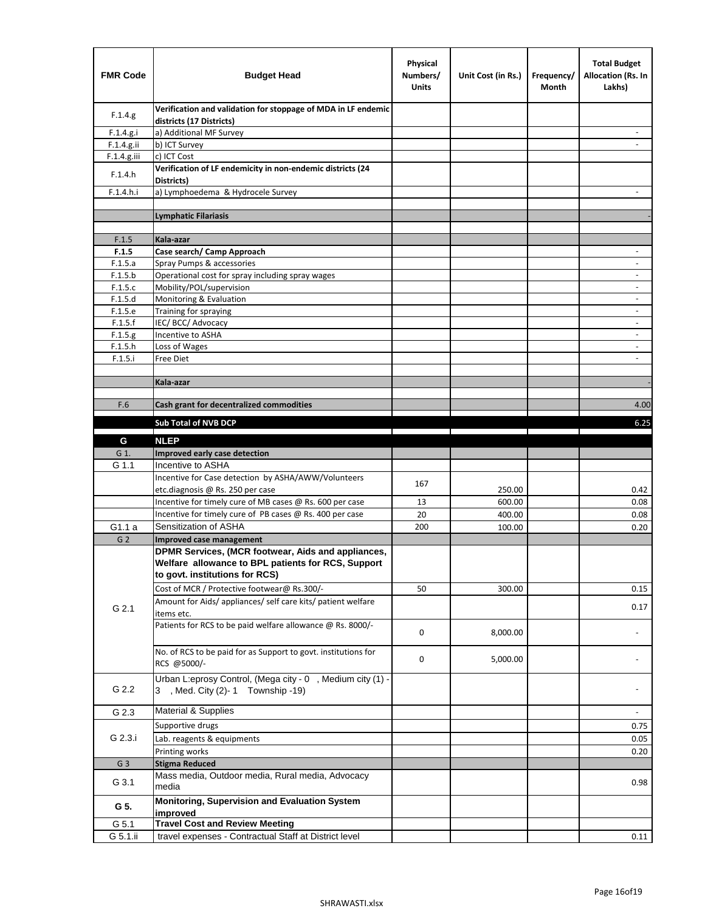| FMR Code | Budget Head | Physical Numbers/ Units | Unit Cost (in Rs.) | Frequency/ Month | Total Budget Allocation (Rs. In Lakhs) |
|---|---|---|---|---|---|
| F.1.4.g | **Verification and validation for stoppage of MDA in LF endemic districts (17 Districts)** | | | | |
| F.1.4.g.i | a) Additional MF Survey | | | | - |
| F.1.4.g.ii | b) ICT Survey | | | | - |
| F.1.4.g.iii | c) ICT Cost | | | | |
| F.1.4.h | **Verification of LF endemicity in non-endemic districts (24 Districts)** | | | | |
| F.1.4.h.i | a) Lymphoedema & Hydrocele Survey | | | | - |
| | | | | | |
| | **Lymphatic Filariasis** | | | | - |
| | | | | | |
| F.1.5 | **Kala-azar** | | | | |
| **F.1.5** | **Case search/ Camp Approach** | | | | - |
| F.1.5.a | Spray Pumps & accessories | | | | - |
| F.1.5.b | Operational cost for spray including spray wages | | | | - |
| F.1.5.c | Mobility/POL/supervision | | | | - |
| F.1.5.d | Monitoring & Evaluation | | | | - |
| F.1.5.e | Training for spraying | | | | - |
| F.1.5.f | IEC/ BCC/ Advocacy | | | | - |
| F.1.5.g | Incentive to ASHA | | | | - |
| F.1.5.h | Loss of Wages | | | | - |
| F.1.5.i | Free Diet | | | | - |
| | | | | | |
| | **Kala-azar** | | | | - |
| | | | | | |
| F.6 | **Cash grant for decentralized commodities** | | | | 4.00 |
| | **Sub Total of NVB DCP** | | | | 6.25 |
| **G** | **NLEP** | | | | |
| G 1. | **Improved early case detection** | | | | |
| G 1.1 | Incentive to ASHA | | | | |
| | Incentive for Case detection by ASHA/AWW/Volunteers etc.diagnosis @ Rs. 250 per case | 167 | 250.00 | | 0.42 |
| | Incentive for timely cure of MB cases @ Rs. 600 per case | 13 | 600.00 | | 0.08 |
| | Incentive for timely cure of PB cases @ Rs. 400 per case | 20 | 400.00 | | 0.08 |
| G1.1 a | Sensitization of ASHA | 200 | 100.00 | | 0.20 |
| G 2 | **Improved case management** | | | | |
| G 2.1 | **DPMR Services, (MCR footwear, Aids and appliances, Welfare allowance to BPL patients for RCS, Support to govt. institutions for RCS)** | | | | |
| | Cost of MCR / Protective footwear@ Rs.300/- | 50 | 300.00 | | 0.15 |
| | Amount for Aids/ appliances/ self care kits/ patient welfare items etc. | | | | 0.17 |
| | Patients for RCS to be paid welfare allowance @ Rs. 8000/- | 0 | 8,000.00 | | - |
| | No. of RCS to be paid for as Support to govt. institutions for RCS @5000/- | 0 | 5,000.00 | | - |
| G 2.2 | Urban L:eprosy Control, (Mega city - 0 , Medium city (1) - 3 , Med. City (2)- 1 Township -19) | | | | - |
| G 2.3 | Material & Supplies | | | | - |
| G 2.3.i | Supportive drugs | | | | 0.75 |
| | Lab. reagents & equipments | | | | 0.05 |
| | Printing works | | | | 0.20 |
| G 3 | **Stigma Reduced** | | | | |
| G 3.1 | Mass media, Outdoor media, Rural media, Advocacy media | | | | 0.98 |
| **G 5.** | **Monitoring, Supervision and Evaluation System improved** | | | | |
| G 5.1 | **Travel Cost and Review Meeting** | | | | |
| G 5.1.ii | travel expenses - Contractual Staff at District level | | | | 0.11 |

SHRAWASTI.xlsx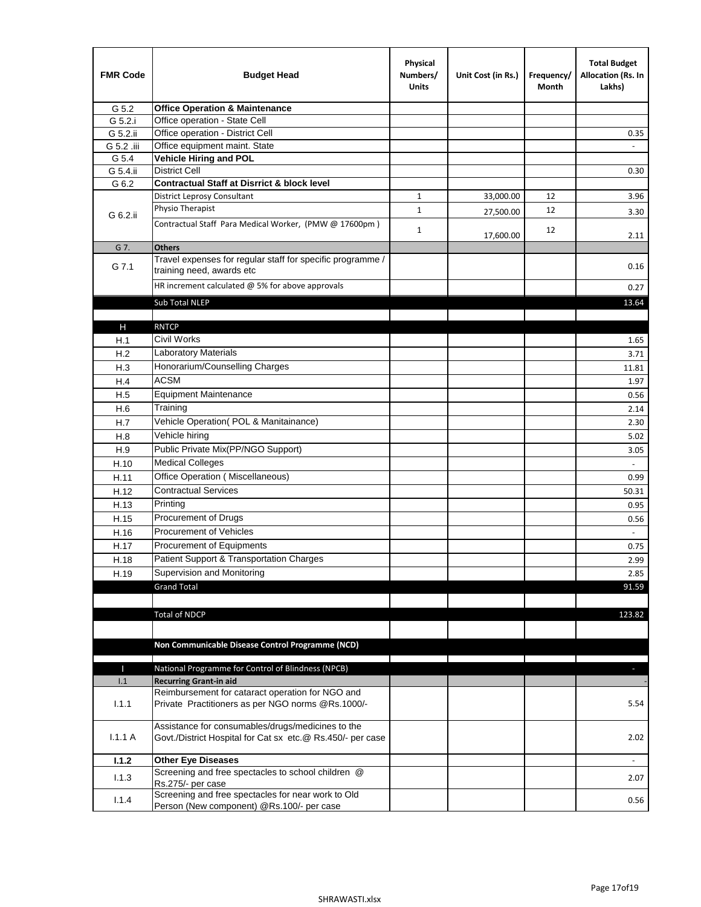| FMR Code | Budget Head | Physical Numbers/ Units | Unit Cost (in Rs.) | Frequency/ Month | Total Budget Allocation (Rs. In Lakhs) |
|---|---|---|---|---|---|
| G 5.2 | **Office Operation & Maintenance** | | | | |
| G 5.2.i | Office operation - State Cell | | | | |
| G 5.2.ii | Office operation - District Cell | | | | 0.35 |
| G 5.2 .iii | Office equipment maint. State | | | | - |
| G 5.4 | **Vehicle Hiring and POL** | | | | |
| G 5.4.ii | District Cell | | | | 0.30 |
| G 6.2 | **Contractual Staff at Disrrict & block level** | | | | |
| G 6.2.ii | District Leprosy Consultant | 1 | 33,000.00 | 12 | 3.96 |
| | Physio Therapist | 1 | 27,500.00 | 12 | 3.30 |
| | Contractual Staff Para Medical Worker, (PMW @ 17600pm ) | 1 | 17,600.00 | 12 | 2.11 |
| G 7. | **Others** | | | | |
| G 7.1 | Travel expenses for regular staff for specific programme / training need, awards etc | | | | 0.16 |
| | HR increment calculated @ 5% for above approvals | | | | 0.27 |
| | Sub Total NLEP | | | | 13.64 |
| | | | | | |
| H | RNTCP | | | | |
| H.1 | Civil Works | | | | 1.65 |
| H.2 | Laboratory Materials | | | | 3.71 |
| H.3 | Honorarium/Counselling Charges | | | | 11.81 |
| H.4 | ACSM | | | | 1.97 |
| H.5 | Equipment Maintenance | | | | 0.56 |
| H.6 | Training | | | | 2.14 |
| H.7 | Vehicle Operation( POL & Manitainance) | | | | 2.30 |
| H.8 | Vehicle hiring | | | | 5.02 |
| H.9 | Public Private Mix(PP/NGO Support) | | | | 3.05 |
| H.10 | Medical Colleges | | | | - |
| H.11 | Office Operation ( Miscellaneous) | | | | 0.99 |
| H.12 | Contractual Services | | | | 50.31 |
| H.13 | Printing | | | | 0.95 |
| H.15 | Procurement of Drugs | | | | 0.56 |
| H.16 | Procurement of Vehicles | | | | - |
| H.17 | Procurement of Equipments | | | | 0.75 |
| H.18 | Patient Support & Transportation Charges | | | | 2.99 |
| H.19 | Supervision and Monitoring | | | | 2.85 |
| | Grand Total | | | | 91.59 |
| | | | | | |
| | Total of NDCP | | | | 123.82 |
| | | | | | |
| | **Non Communicable Disease Control Programme (NCD)** | | | | |
| | | | | | |
| I | National Programme for Control of Blindness (NPCB) | | | | - |
| I.1 | **Recurring Grant-in aid** | | | | - |
| I.1.1 | Reimbursement for cataract operation for NGO and Private Practitioners as per NGO norms @Rs.1000/- | | | | 5.54 |
| I.1.1 A | Assistance for consumables/drugs/medicines to the Govt./District Hospital for Cat sx etc.@ Rs.450/- per case | | | | 2.02 |
| **I.1.2** | **Other Eye Diseases** | | | | - |
| I.1.3 | Screening and free spectacles to school children @ Rs.275/- per case | | | | 2.07 |
| I.1.4 | Screening and free spectacles for near work to Old Person (New component) @Rs.100/- per case | | | | 0.56 |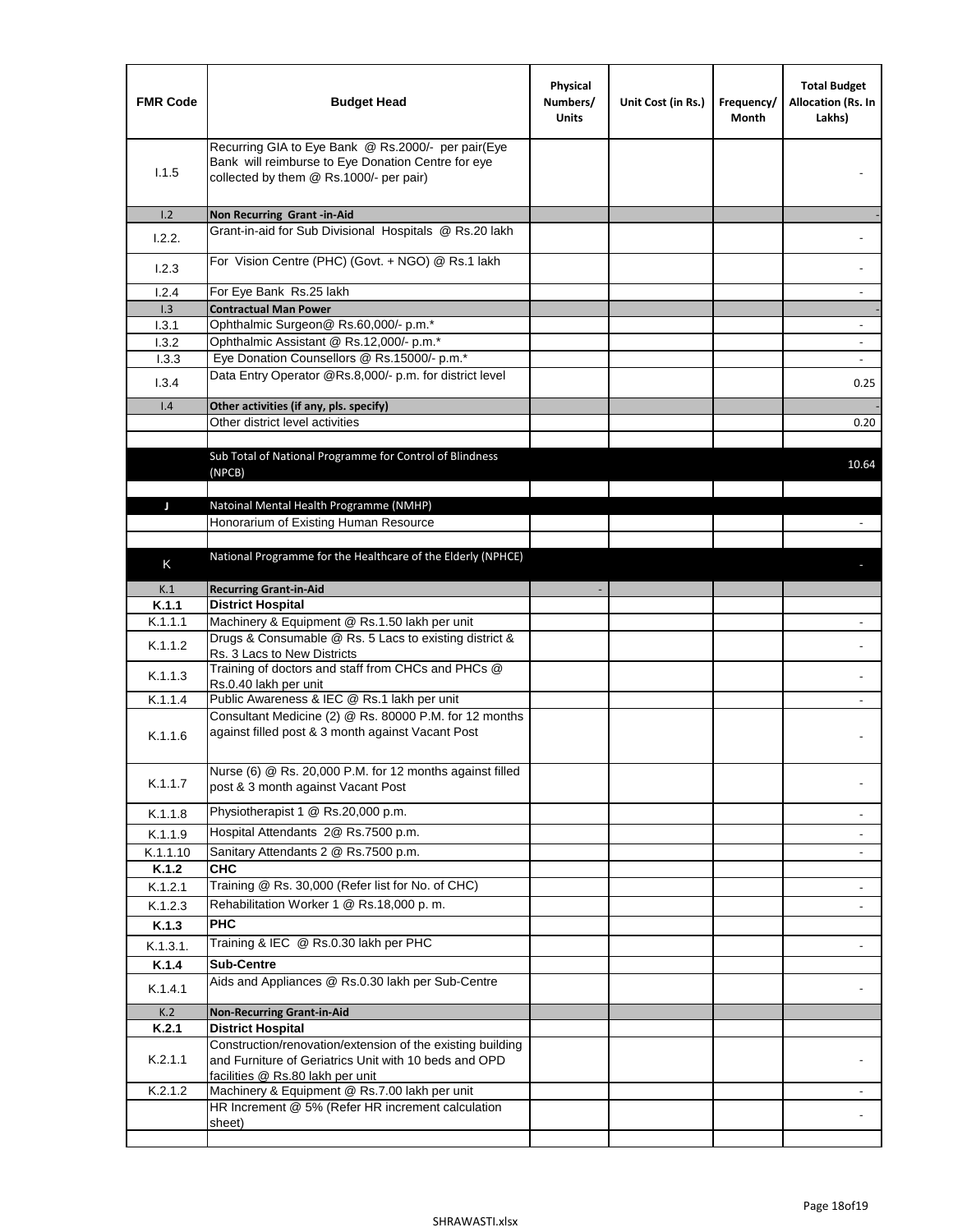| FMR Code | Budget Head | Physical Numbers/ Units | Unit Cost (in Rs.) | Frequency/ Month | Total Budget Allocation (Rs. In Lakhs) |
|---|---|---|---|---|---|
| I.1.5 | Recurring GIA to Eye Bank @ Rs.2000/- per pair(Eye Bank will reimburse to Eye Donation Centre for eye collected by them @ Rs.1000/- per pair) | | | | - |
| I.2 | **Non Recurring Grant -in-Aid** | | | | - |
| I.2.2. | Grant-in-aid for Sub Divisional Hospitals @ Rs.20 lakh | | | | - |
| I.2.3 | For Vision Centre (PHC) (Govt. + NGO) @ Rs.1 lakh | | | | - |
| I.2.4 | For Eye Bank Rs.25 lakh | | | | - |
| I.3 | **Contractual Man Power** | | | | - |
| I.3.1 | Ophthalmic Surgeon@ Rs.60,000/- p.m.* | | | | - |
| I.3.2 | Ophthalmic Assistant @ Rs.12,000/- p.m.* | | | | - |
| I.3.3 | Eye Donation Counsellors @ Rs.15000/- p.m.* | | | | - |
| I.3.4 | Data Entry Operator @Rs.8,000/- p.m. for district level | | | | 0.25 |
| I.4 | **Other activities (if any, pls. specify)** | | | | - |
| | Other district level activities | | | | 0.20 |
| | | | | | |
| | Sub Total of National Programme for Control of Blindness (NPCB) | | | | 10.64 |
| | | | | | |
| J | Natoinal Mental Health Programme (NMHP) | | | | |
| | Honorarium of Existing Human Resource | | | | - |
| | | | | | |
| K | National Programme for the Healthcare of the Elderly (NPHCE) | | | | - |
| K.1 | **Recurring Grant-in-Aid** | - | | | |
| **K.1.1** | **District Hospital** | | | | |
| K.1.1.1 | Machinery & Equipment @ Rs.1.50 lakh per unit | | | | - |
| K.1.1.2 | Drugs & Consumable @ Rs. 5 Lacs to existing district & Rs. 3 Lacs to New Districts | | | | - |
| K.1.1.3 | Training of doctors and staff from CHCs and PHCs @ Rs.0.40 lakh per unit | | | | - |
| K.1.1.4 | Public Awareness & IEC @ Rs.1 lakh per unit | | | | - |
| K.1.1.6 | Consultant Medicine (2) @ Rs. 80000 P.M. for 12 months against filled post & 3 month against Vacant Post | | | | - |
| K.1.1.7 | Nurse (6) @ Rs. 20,000 P.M. for 12 months against filled post & 3 month against Vacant Post | | | | - |
| K.1.1.8 | Physiotherapist 1 @ Rs.20,000 p.m. | | | | - |
| K.1.1.9 | Hospital Attendants 2@ Rs.7500 p.m. | | | | - |
| K.1.1.10 | Sanitary Attendants 2 @ Rs.7500 p.m. | | | | - |
| **K.1.2** | **CHC** | | | | |
| K.1.2.1 | Training @ Rs. 30,000 (Refer list for No. of CHC) | | | | - |
| K.1.2.3 | Rehabilitation Worker 1 @ Rs.18,000 p. m. | | | | - |
| **K.1.3** | **PHC** | | | | |
| K.1.3.1. | Training & IEC @ Rs.0.30 lakh per PHC | | | | - |
| **K.1.4** | **Sub-Centre** | | | | |
| K.1.4.1 | Aids and Appliances @ Rs.0.30 lakh per Sub-Centre | | | | - |
| K.2 | **Non-Recurring Grant-in-Aid** | | | | |
| **K.2.1** | **District Hospital** | | | | |
| K.2.1.1 | Construction/renovation/extension of the existing building and Furniture of Geriatrics Unit with 10 beds and OPD facilities @ Rs.80 lakh per unit | | | | - |
| K.2.1.2 | Machinery & Equipment @ Rs.7.00 lakh per unit | | | | - |
| | HR Increment @ 5% (Refer HR increment calculation sheet) | | | | - |
| | | | | | |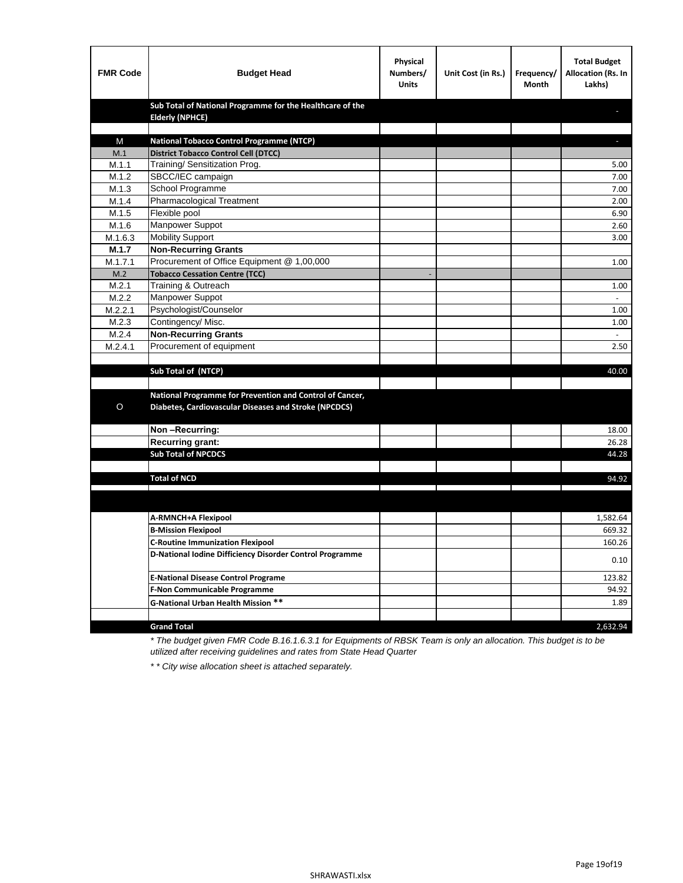| FMR Code | Budget Head | Physical Numbers/ Units | Unit Cost (in Rs.) | Frequency/ Month | Total Budget Allocation (Rs. In Lakhs) |
|---|---|---|---|---|---|
| | **Sub Total of National Programme for the Healthcare of the Elderly (NPHCE)** | | | | - |
| | | | | | |
| M | **National Tobacco Control Programme (NTCP)** | | | | - |
| M.1 | **District Tobacco Control Cell (DTCC)** | | | | |
| M.1.1 | Training/ Sensitization Prog. | | | | 5.00 |
| M.1.2 | SBCC/IEC campaign | | | | 7.00 |
| M.1.3 | School Programme | | | | 7.00 |
| M.1.4 | Pharmacological Treatment | | | | 2.00 |
| M.1.5 | Flexible pool | | | | 6.90 |
| M.1.6 | Manpower Suppot | | | | 2.60 |
| M.1.6.3 | Mobility Support | | | | 3.00 |
| **M.1.7** | **Non-Recurring Grants** | | | | |
| M.1.7.1 | Procurement of Office Equipment @ 1,00,000 | | | | 1.00 |
| M.2 | **Tobacco Cessation Centre (TCC)** | - | | | |
| M.2.1 | Training & Outreach | | | | 1.00 |
| M.2.2 | Manpower Suppot | | | | - |
| M.2.2.1 | Psychologist/Counselor | | | | 1.00 |
| M.2.3 | Contingency/ Misc. | | | | 1.00 |
| M.2.4 | **Non-Recurring Grants** | | | | - |
| M.2.4.1 | Procurement of equipment | | | | 2.50 |
| | | | | | |
| | **Sub Total of (NTCP)** | | | | 40.00 |
| | | | | | |
| O | **National Programme for Prevention and Control of Cancer, Diabetes, Cardiovascular Diseases and Stroke (NPCDCS)** | | | | |
| | **Non –Recurring:** | | | | 18.00 |
| | **Recurring grant:** | | | | 26.28 |
| | **Sub Total of NPCDCS** | | | | 44.28 |
| | | | | | |
| | **Total of NCD** | | | | 94.92 |
| | | | | | |
| | **A-RMNCH+A Flexipool** | | | | 1,582.64 |
| | **B-Mission Flexipool** | | | | 669.32 |
| | **C-Routine Immunization Flexipool** | | | | 160.26 |
| | **D-National Iodine Difficiency Disorder Control Programme** | | | | 0.10 |
| | **E-National Disease Control Programe** | | | | 123.82 |
| | **F-Non Communicable Programme** | | | | 94.92 |
| | **G-National Urban Health Mission \*\*** | | | | 1.89 |
| | | | | | |
| | **Grand Total** | | | | 2,632.94 |

*\* The budget given FMR Code B.16.1.6.3.1 for Equipments of RBSK Team is only an allocation. This budget is to be utilized after receiving guidelines and rates from State Head Quarter*

*\* \* City wise allocation sheet is attached separately.*